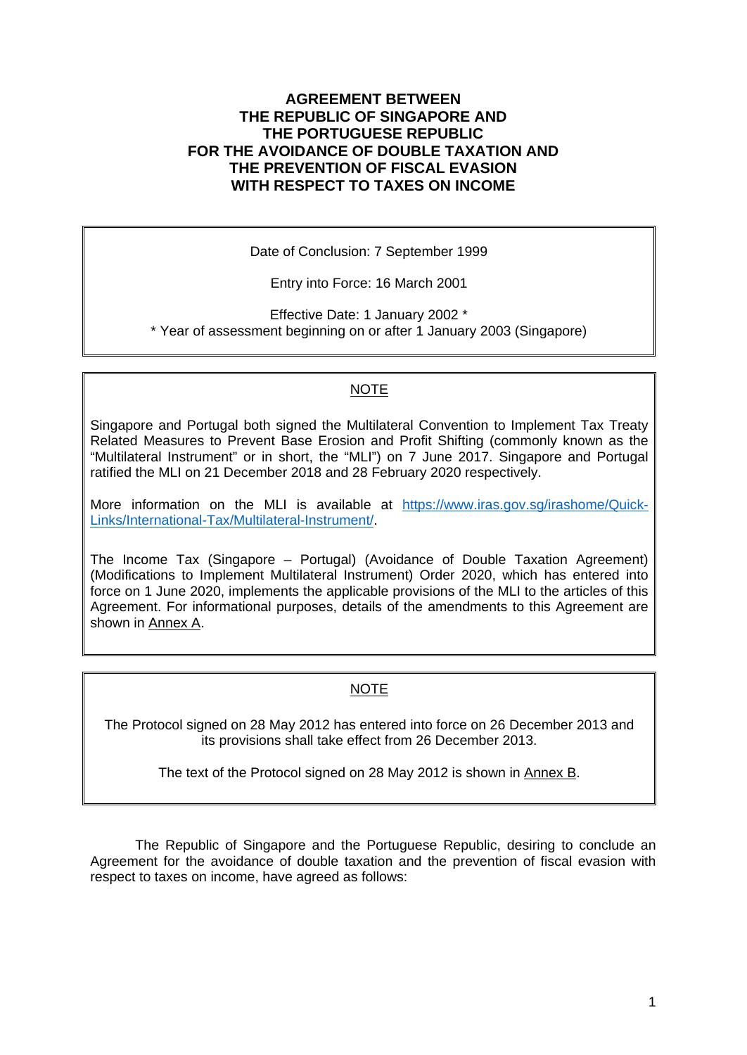# AGREEMENT BETWEEN THE REPUBLIC OF SINGAPORE AND THE PORTUGUESE REPUBLIC FOR THE AVOIDANCE OF DOUBLE TAXATION AND THE PREVENTION OF FISCAL EVASION WITH RESPECT TO TAXES ON INCOME

Date of Conclusion: 7 September 1999

Entry into Force: 16 March 2001

Effective Date: 1 January 2002 *
\* Year of assessment beginning on or after 1 January 2003 (Singapore)

---

NOTE

Singapore and Portugal both signed the Multilateral Convention to Implement Tax Treaty Related Measures to Prevent Base Erosion and Profit Shifting (commonly known as the "Multilateral Instrument" or in short, the "MLI") on 7 June 2017. Singapore and Portugal ratified the MLI on 21 December 2018 and 28 February 2020 respectively.

More information on the MLI is available at [https://www.iras.gov.sg/irashome/Quick-Links/International-Tax/Multilateral-Instrument/](https://www.iras.gov.sg/irashome/Quick-Links/International-Tax/Multilateral-Instrument/).

The Income Tax (Singapore – Portugal) (Avoidance of Double Taxation Agreement) (Modifications to Implement Multilateral Instrument) Order 2020, which has entered into force on 1 June 2020, implements the applicable provisions of the MLI to the articles of this Agreement. For informational purposes, details of the amendments to this Agreement are shown in Annex A.

---

NOTE

The Protocol signed on 28 May 2012 has entered into force on 26 December 2013 and its provisions shall take effect from 26 December 2013.

The text of the Protocol signed on 28 May 2012 is shown in Annex B.

---

The Republic of Singapore and the Portuguese Republic, desiring to conclude an Agreement for the avoidance of double taxation and the prevention of fiscal evasion with respect to taxes on income, have agreed as follows: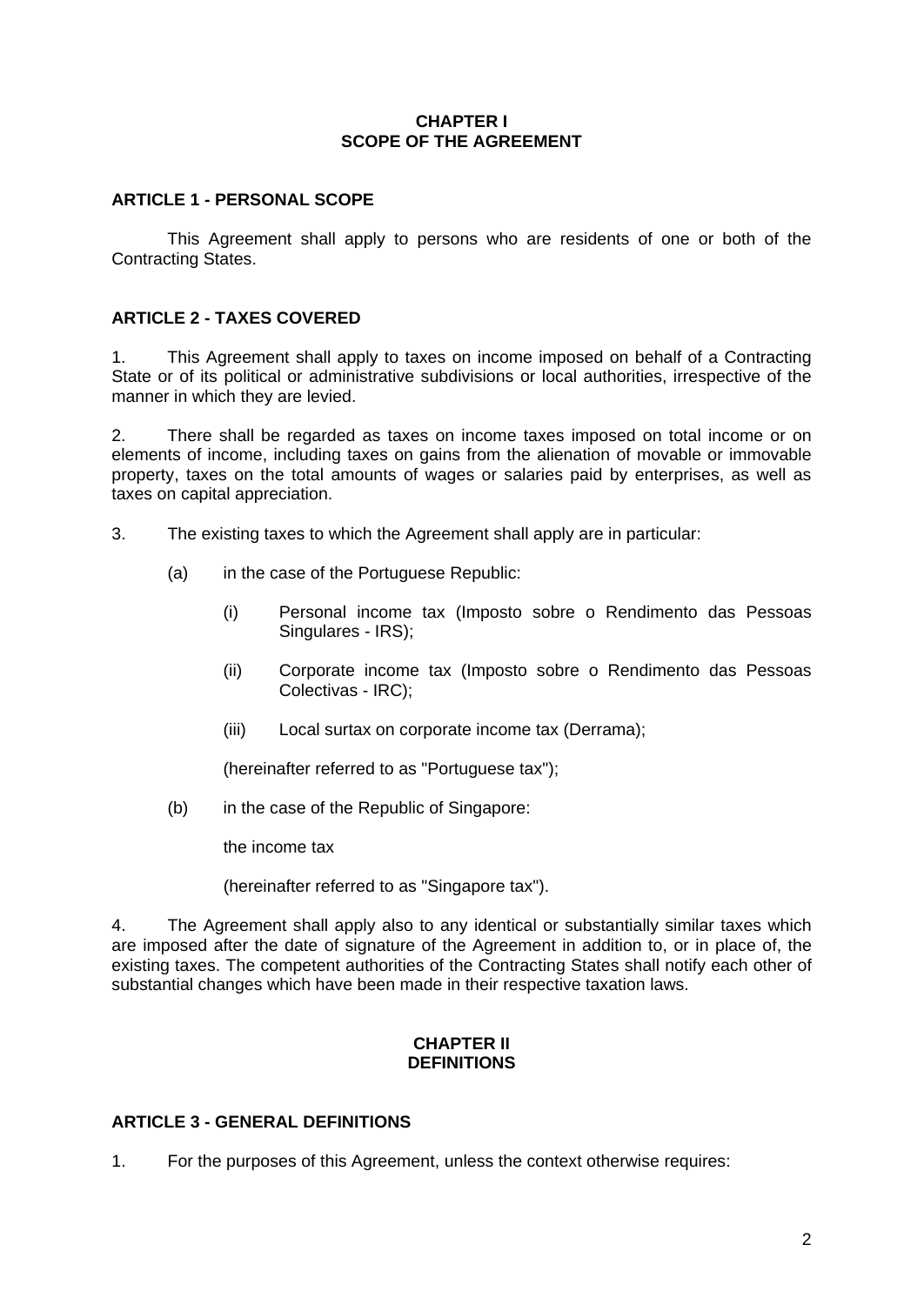## CHAPTER I
## SCOPE OF THE AGREEMENT

### ARTICLE 1 - PERSONAL SCOPE

This Agreement shall apply to persons who are residents of one or both of the Contracting States.

### ARTICLE 2 - TAXES COVERED

1. This Agreement shall apply to taxes on income imposed on behalf of a Contracting State or of its political or administrative subdivisions or local authorities, irrespective of the manner in which they are levied.

2. There shall be regarded as taxes on income taxes imposed on total income or on elements of income, including taxes on gains from the alienation of movable or immovable property, taxes on the total amounts of wages or salaries paid by enterprises, as well as taxes on capital appreciation.

3. The existing taxes to which the Agreement shall apply are in particular:

   (a) in the case of the Portuguese Republic:

      (i) Personal income tax (Imposto sobre o Rendimento das Pessoas Singulares - IRS);

      (ii) Corporate income tax (Imposto sobre o Rendimento das Pessoas Colectivas - IRC);

      (iii) Local surtax on corporate income tax (Derrama);

   (hereinafter referred to as "Portuguese tax");

   (b) in the case of the Republic of Singapore:

   the income tax

   (hereinafter referred to as "Singapore tax").

4. The Agreement shall apply also to any identical or substantially similar taxes which are imposed after the date of signature of the Agreement in addition to, or in place of, the existing taxes. The competent authorities of the Contracting States shall notify each other of substantial changes which have been made in their respective taxation laws.

## CHAPTER II
## DEFINITIONS

### ARTICLE 3 - GENERAL DEFINITIONS

1. For the purposes of this Agreement, unless the context otherwise requires: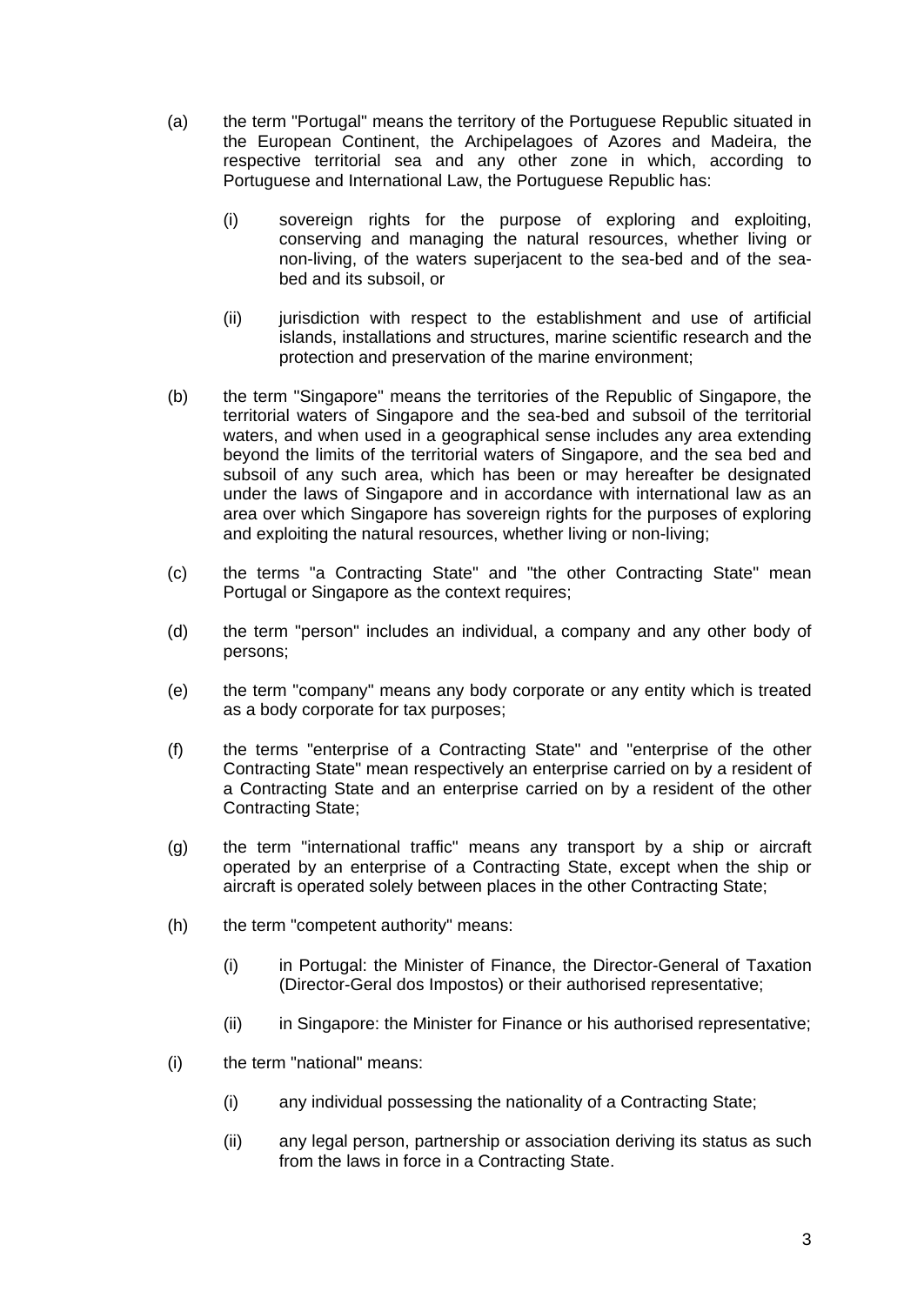(a) the term "Portugal" means the territory of the Portuguese Republic situated in the European Continent, the Archipelagoes of Azores and Madeira, the respective territorial sea and any other zone in which, according to Portuguese and International Law, the Portuguese Republic has:

   (i) sovereign rights for the purpose of exploring and exploiting, conserving and managing the natural resources, whether living or non-living, of the waters superjacent to the sea-bed and of the sea-bed and its subsoil, or

   (ii) jurisdiction with respect to the establishment and use of artificial islands, installations and structures, marine scientific research and the protection and preservation of the marine environment;

(b) the term "Singapore" means the territories of the Republic of Singapore, the territorial waters of Singapore and the sea-bed and subsoil of the territorial waters, and when used in a geographical sense includes any area extending beyond the limits of the territorial waters of Singapore, and the sea bed and subsoil of any such area, which has been or may hereafter be designated under the laws of Singapore and in accordance with international law as an area over which Singapore has sovereign rights for the purposes of exploring and exploiting the natural resources, whether living or non-living;

(c) the terms "a Contracting State" and "the other Contracting State" mean Portugal or Singapore as the context requires;

(d) the term "person" includes an individual, a company and any other body of persons;

(e) the term "company" means any body corporate or any entity which is treated as a body corporate for tax purposes;

(f) the terms "enterprise of a Contracting State" and "enterprise of the other Contracting State" mean respectively an enterprise carried on by a resident of a Contracting State and an enterprise carried on by a resident of the other Contracting State;

(g) the term "international traffic" means any transport by a ship or aircraft operated by an enterprise of a Contracting State, except when the ship or aircraft is operated solely between places in the other Contracting State;

(h) the term "competent authority" means:

   (i) in Portugal: the Minister of Finance, the Director-General of Taxation (Director-Geral dos Impostos) or their authorised representative;

   (ii) in Singapore: the Minister for Finance or his authorised representative;

(i) the term "national" means:

   (i) any individual possessing the nationality of a Contracting State;

   (ii) any legal person, partnership or association deriving its status as such from the laws in force in a Contracting State.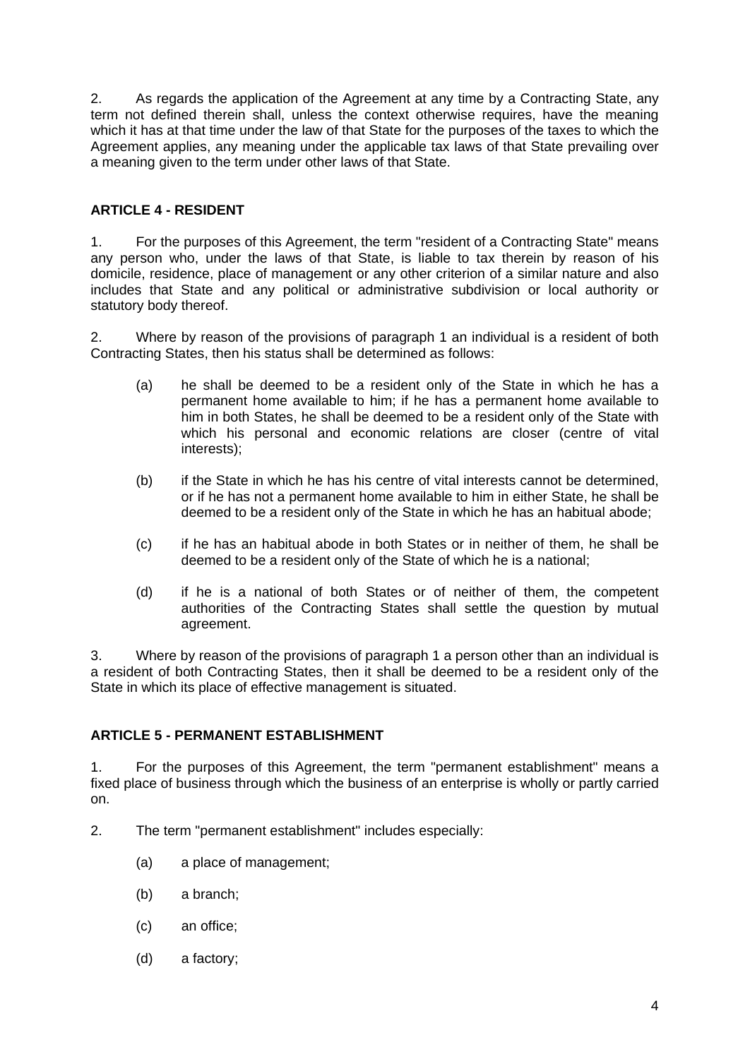2. As regards the application of the Agreement at any time by a Contracting State, any term not defined therein shall, unless the context otherwise requires, have the meaning which it has at that time under the law of that State for the purposes of the taxes to which the Agreement applies, any meaning under the applicable tax laws of that State prevailing over a meaning given to the term under other laws of that State.

## ARTICLE 4 - RESIDENT

1. For the purposes of this Agreement, the term "resident of a Contracting State" means any person who, under the laws of that State, is liable to tax therein by reason of his domicile, residence, place of management or any other criterion of a similar nature and also includes that State and any political or administrative subdivision or local authority or statutory body thereof.

2. Where by reason of the provisions of paragraph 1 an individual is a resident of both Contracting States, then his status shall be determined as follows:

   (a) he shall be deemed to be a resident only of the State in which he has a permanent home available to him; if he has a permanent home available to him in both States, he shall be deemed to be a resident only of the State with which his personal and economic relations are closer (centre of vital interests);

   (b) if the State in which he has his centre of vital interests cannot be determined, or if he has not a permanent home available to him in either State, he shall be deemed to be a resident only of the State in which he has an habitual abode;

   (c) if he has an habitual abode in both States or in neither of them, he shall be deemed to be a resident only of the State of which he is a national;

   (d) if he is a national of both States or of neither of them, the competent authorities of the Contracting States shall settle the question by mutual agreement.

3. Where by reason of the provisions of paragraph 1 a person other than an individual is a resident of both Contracting States, then it shall be deemed to be a resident only of the State in which its place of effective management is situated.

## ARTICLE 5 - PERMANENT ESTABLISHMENT

1. For the purposes of this Agreement, the term "permanent establishment" means a fixed place of business through which the business of an enterprise is wholly or partly carried on.

2. The term "permanent establishment" includes especially:

   (a) a place of management;

   (b) a branch;

   (c) an office;

   (d) a factory;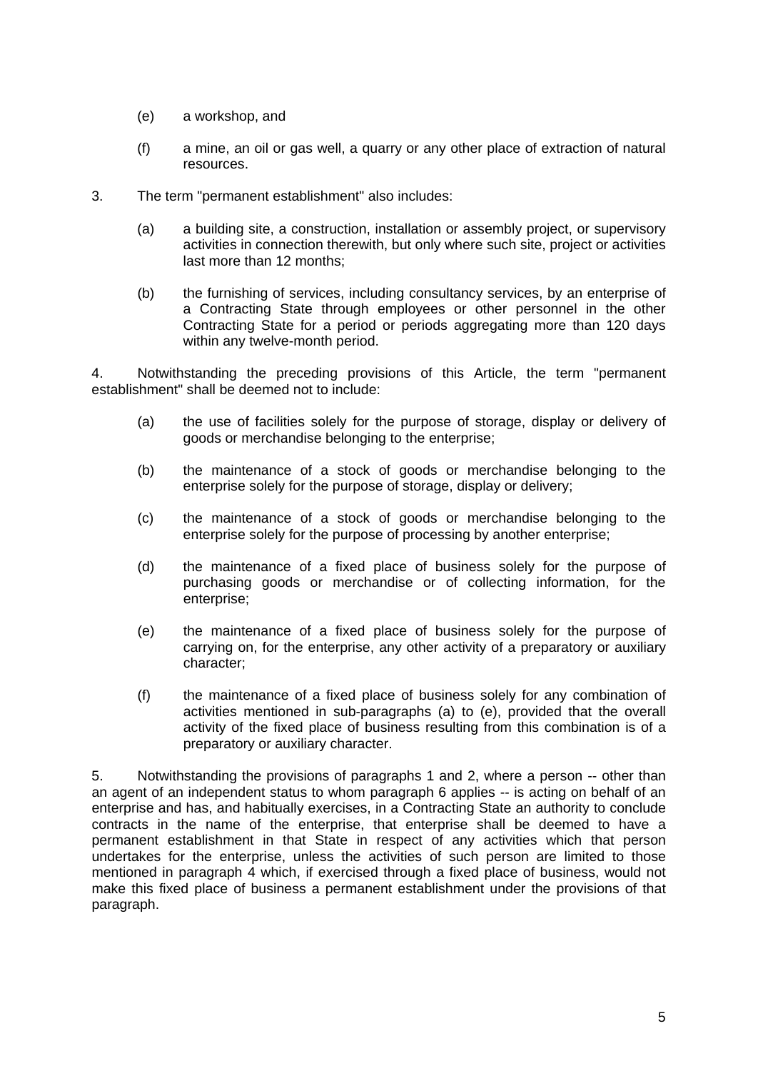(e) a workshop, and

(f) a mine, an oil or gas well, a quarry or any other place of extraction of natural resources.

3. The term "permanent establishment" also includes:

(a) a building site, a construction, installation or assembly project, or supervisory activities in connection therewith, but only where such site, project or activities last more than 12 months;

(b) the furnishing of services, including consultancy services, by an enterprise of a Contracting State through employees or other personnel in the other Contracting State for a period or periods aggregating more than 120 days within any twelve-month period.

4. Notwithstanding the preceding provisions of this Article, the term "permanent establishment" shall be deemed not to include:

(a) the use of facilities solely for the purpose of storage, display or delivery of goods or merchandise belonging to the enterprise;

(b) the maintenance of a stock of goods or merchandise belonging to the enterprise solely for the purpose of storage, display or delivery;

(c) the maintenance of a stock of goods or merchandise belonging to the enterprise solely for the purpose of processing by another enterprise;

(d) the maintenance of a fixed place of business solely for the purpose of purchasing goods or merchandise or of collecting information, for the enterprise;

(e) the maintenance of a fixed place of business solely for the purpose of carrying on, for the enterprise, any other activity of a preparatory or auxiliary character;

(f) the maintenance of a fixed place of business solely for any combination of activities mentioned in sub-paragraphs (a) to (e), provided that the overall activity of the fixed place of business resulting from this combination is of a preparatory or auxiliary character.

5. Notwithstanding the provisions of paragraphs 1 and 2, where a person -- other than an agent of an independent status to whom paragraph 6 applies -- is acting on behalf of an enterprise and has, and habitually exercises, in a Contracting State an authority to conclude contracts in the name of the enterprise, that enterprise shall be deemed to have a permanent establishment in that State in respect of any activities which that person undertakes for the enterprise, unless the activities of such person are limited to those mentioned in paragraph 4 which, if exercised through a fixed place of business, would not make this fixed place of business a permanent establishment under the provisions of that paragraph.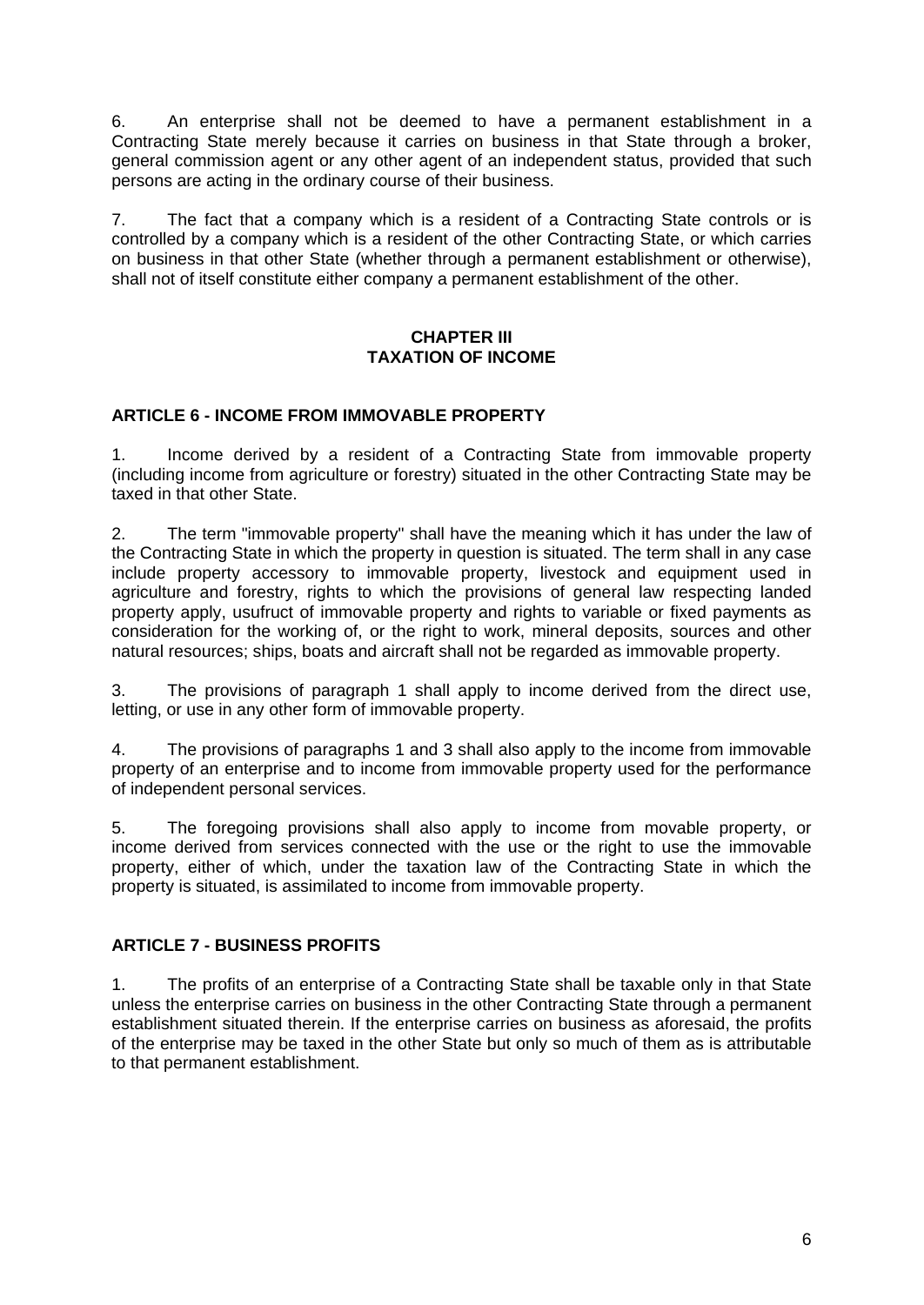6. An enterprise shall not be deemed to have a permanent establishment in a Contracting State merely because it carries on business in that State through a broker, general commission agent or any other agent of an independent status, provided that such persons are acting in the ordinary course of their business.

7. The fact that a company which is a resident of a Contracting State controls or is controlled by a company which is a resident of the other Contracting State, or which carries on business in that other State (whether through a permanent establishment or otherwise), shall not of itself constitute either company a permanent establishment of the other.

## CHAPTER III
## TAXATION OF INCOME

### ARTICLE 6 - INCOME FROM IMMOVABLE PROPERTY

1. Income derived by a resident of a Contracting State from immovable property (including income from agriculture or forestry) situated in the other Contracting State may be taxed in that other State.

2. The term "immovable property" shall have the meaning which it has under the law of the Contracting State in which the property in question is situated. The term shall in any case include property accessory to immovable property, livestock and equipment used in agriculture and forestry, rights to which the provisions of general law respecting landed property apply, usufruct of immovable property and rights to variable or fixed payments as consideration for the working of, or the right to work, mineral deposits, sources and other natural resources; ships, boats and aircraft shall not be regarded as immovable property.

3. The provisions of paragraph 1 shall apply to income derived from the direct use, letting, or use in any other form of immovable property.

4. The provisions of paragraphs 1 and 3 shall also apply to the income from immovable property of an enterprise and to income from immovable property used for the performance of independent personal services.

5. The foregoing provisions shall also apply to income from movable property, or income derived from services connected with the use or the right to use the immovable property, either of which, under the taxation law of the Contracting State in which the property is situated, is assimilated to income from immovable property.

### ARTICLE 7 - BUSINESS PROFITS

1. The profits of an enterprise of a Contracting State shall be taxable only in that State unless the enterprise carries on business in the other Contracting State through a permanent establishment situated therein. If the enterprise carries on business as aforesaid, the profits of the enterprise may be taxed in the other State but only so much of them as is attributable to that permanent establishment.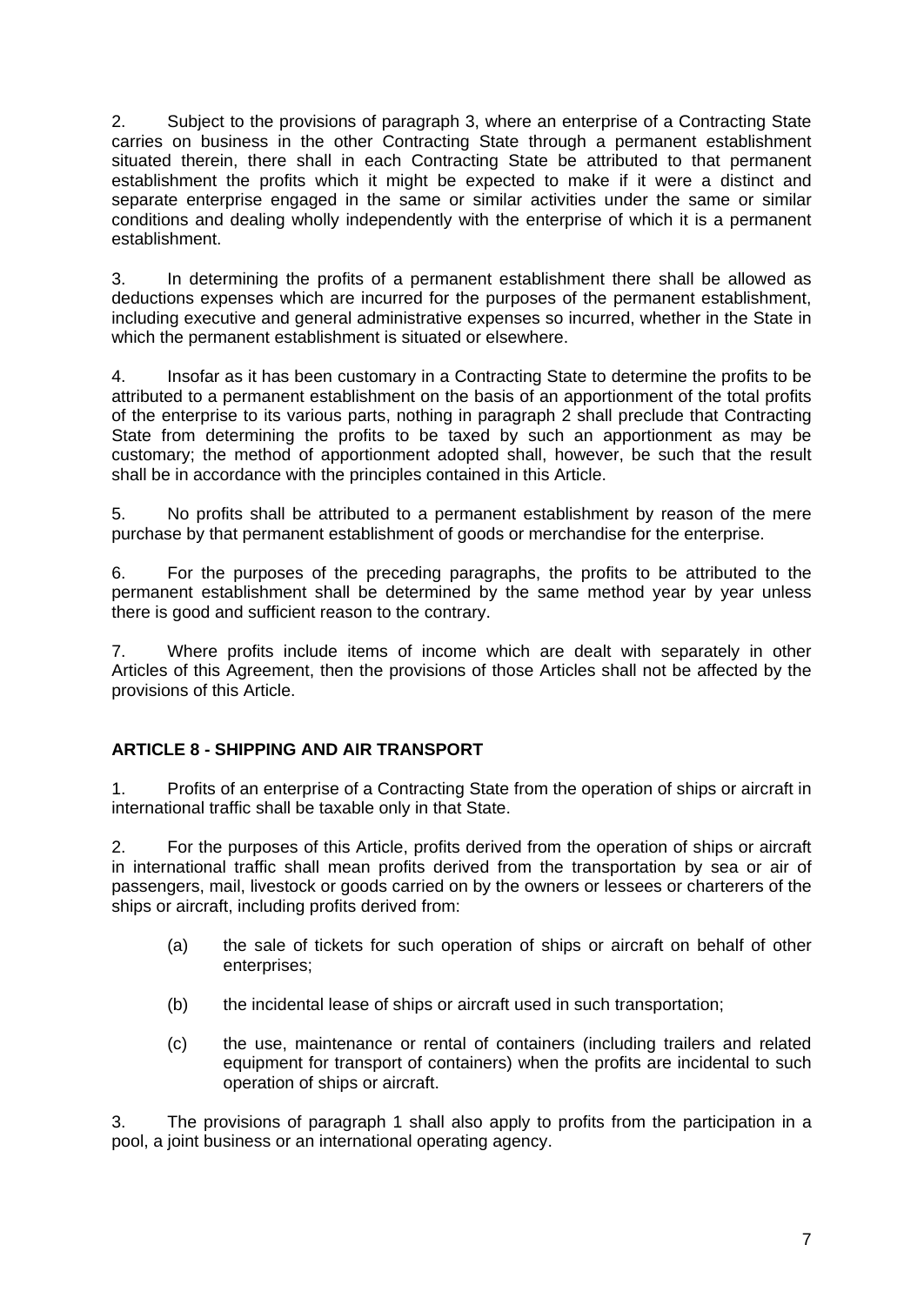2. Subject to the provisions of paragraph 3, where an enterprise of a Contracting State carries on business in the other Contracting State through a permanent establishment situated therein, there shall in each Contracting State be attributed to that permanent establishment the profits which it might be expected to make if it were a distinct and separate enterprise engaged in the same or similar activities under the same or similar conditions and dealing wholly independently with the enterprise of which it is a permanent establishment.

3. In determining the profits of a permanent establishment there shall be allowed as deductions expenses which are incurred for the purposes of the permanent establishment, including executive and general administrative expenses so incurred, whether in the State in which the permanent establishment is situated or elsewhere.

4. Insofar as it has been customary in a Contracting State to determine the profits to be attributed to a permanent establishment on the basis of an apportionment of the total profits of the enterprise to its various parts, nothing in paragraph 2 shall preclude that Contracting State from determining the profits to be taxed by such an apportionment as may be customary; the method of apportionment adopted shall, however, be such that the result shall be in accordance with the principles contained in this Article.

5. No profits shall be attributed to a permanent establishment by reason of the mere purchase by that permanent establishment of goods or merchandise for the enterprise.

6. For the purposes of the preceding paragraphs, the profits to be attributed to the permanent establishment shall be determined by the same method year by year unless there is good and sufficient reason to the contrary.

7. Where profits include items of income which are dealt with separately in other Articles of this Agreement, then the provisions of those Articles shall not be affected by the provisions of this Article.

## ARTICLE 8 - SHIPPING AND AIR TRANSPORT

1. Profits of an enterprise of a Contracting State from the operation of ships or aircraft in international traffic shall be taxable only in that State.

2. For the purposes of this Article, profits derived from the operation of ships or aircraft in international traffic shall mean profits derived from the transportation by sea or air of passengers, mail, livestock or goods carried on by the owners or lessees or charterers of the ships or aircraft, including profits derived from:

   (a) the sale of tickets for such operation of ships or aircraft on behalf of other enterprises;

   (b) the incidental lease of ships or aircraft used in such transportation;

   (c) the use, maintenance or rental of containers (including trailers and related equipment for transport of containers) when the profits are incidental to such operation of ships or aircraft.

3. The provisions of paragraph 1 shall also apply to profits from the participation in a pool, a joint business or an international operating agency.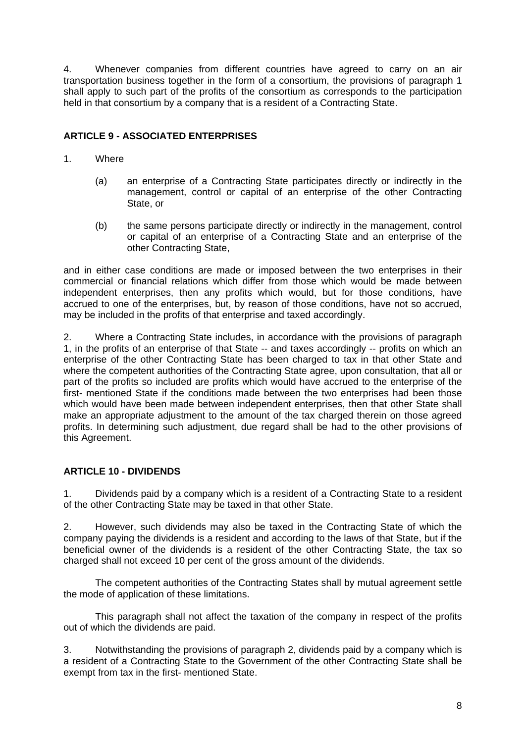4. Whenever companies from different countries have agreed to carry on an air transportation business together in the form of a consortium, the provisions of paragraph 1 shall apply to such part of the profits of the consortium as corresponds to the participation held in that consortium by a company that is a resident of a Contracting State.

## ARTICLE 9 - ASSOCIATED ENTERPRISES

1. Where

   (a) an enterprise of a Contracting State participates directly or indirectly in the management, control or capital of an enterprise of the other Contracting State, or

   (b) the same persons participate directly or indirectly in the management, control or capital of an enterprise of a Contracting State and an enterprise of the other Contracting State,

and in either case conditions are made or imposed between the two enterprises in their commercial or financial relations which differ from those which would be made between independent enterprises, then any profits which would, but for those conditions, have accrued to one of the enterprises, but, by reason of those conditions, have not so accrued, may be included in the profits of that enterprise and taxed accordingly.

2. Where a Contracting State includes, in accordance with the provisions of paragraph 1, in the profits of an enterprise of that State -- and taxes accordingly -- profits on which an enterprise of the other Contracting State has been charged to tax in that other State and where the competent authorities of the Contracting State agree, upon consultation, that all or part of the profits so included are profits which would have accrued to the enterprise of the first- mentioned State if the conditions made between the two enterprises had been those which would have been made between independent enterprises, then that other State shall make an appropriate adjustment to the amount of the tax charged therein on those agreed profits. In determining such adjustment, due regard shall be had to the other provisions of this Agreement.

## ARTICLE 10 - DIVIDENDS

1. Dividends paid by a company which is a resident of a Contracting State to a resident of the other Contracting State may be taxed in that other State.

2. However, such dividends may also be taxed in the Contracting State of which the company paying the dividends is a resident and according to the laws of that State, but if the beneficial owner of the dividends is a resident of the other Contracting State, the tax so charged shall not exceed 10 per cent of the gross amount of the dividends.

The competent authorities of the Contracting States shall by mutual agreement settle the mode of application of these limitations.

This paragraph shall not affect the taxation of the company in respect of the profits out of which the dividends are paid.

3. Notwithstanding the provisions of paragraph 2, dividends paid by a company which is a resident of a Contracting State to the Government of the other Contracting State shall be exempt from tax in the first- mentioned State.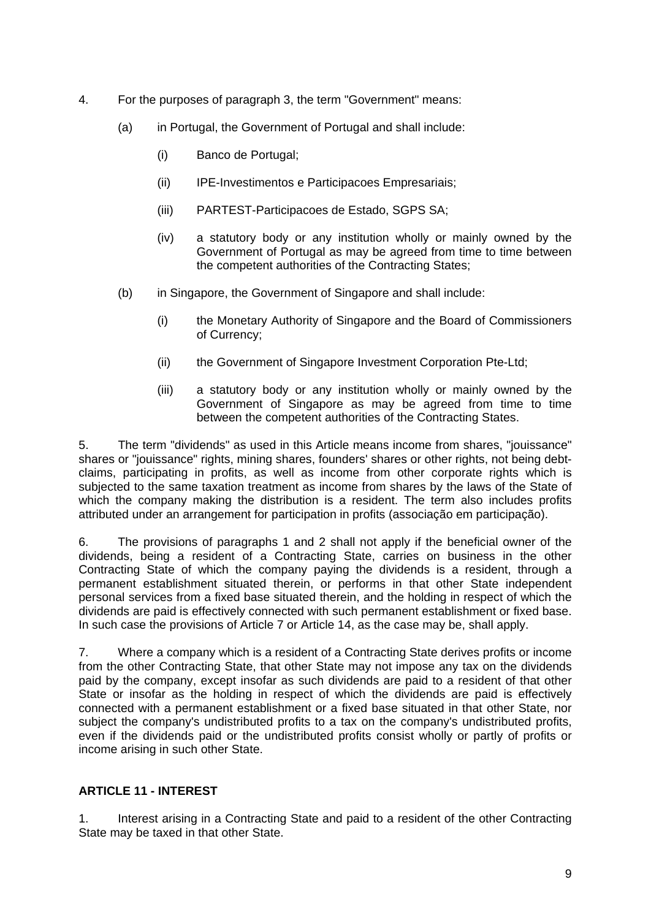4. For the purposes of paragraph 3, the term "Government" means:

   (a) in Portugal, the Government of Portugal and shall include:

      (i) Banco de Portugal;

      (ii) IPE-Investimentos e Participacoes Empresariais;

      (iii) PARTEST-Participacoes de Estado, SGPS SA;

      (iv) a statutory body or any institution wholly or mainly owned by the Government of Portugal as may be agreed from time to time between the competent authorities of the Contracting States;

   (b) in Singapore, the Government of Singapore and shall include:

      (i) the Monetary Authority of Singapore and the Board of Commissioners of Currency;

      (ii) the Government of Singapore Investment Corporation Pte-Ltd;

      (iii) a statutory body or any institution wholly or mainly owned by the Government of Singapore as may be agreed from time to time between the competent authorities of the Contracting States.

5. The term "dividends" as used in this Article means income from shares, "jouissance" shares or "jouissance" rights, mining shares, founders' shares or other rights, not being debt-claims, participating in profits, as well as income from other corporate rights which is subjected to the same taxation treatment as income from shares by the laws of the State of which the company making the distribution is a resident. The term also includes profits attributed under an arrangement for participation in profits (associação em participação).

6. The provisions of paragraphs 1 and 2 shall not apply if the beneficial owner of the dividends, being a resident of a Contracting State, carries on business in the other Contracting State of which the company paying the dividends is a resident, through a permanent establishment situated therein, or performs in that other State independent personal services from a fixed base situated therein, and the holding in respect of which the dividends are paid is effectively connected with such permanent establishment or fixed base. In such case the provisions of Article 7 or Article 14, as the case may be, shall apply.

7. Where a company which is a resident of a Contracting State derives profits or income from the other Contracting State, that other State may not impose any tax on the dividends paid by the company, except insofar as such dividends are paid to a resident of that other State or insofar as the holding in respect of which the dividends are paid is effectively connected with a permanent establishment or a fixed base situated in that other State, nor subject the company's undistributed profits to a tax on the company's undistributed profits, even if the dividends paid or the undistributed profits consist wholly or partly of profits or income arising in such other State.

**ARTICLE 11 - INTEREST**

1. Interest arising in a Contracting State and paid to a resident of the other Contracting State may be taxed in that other State.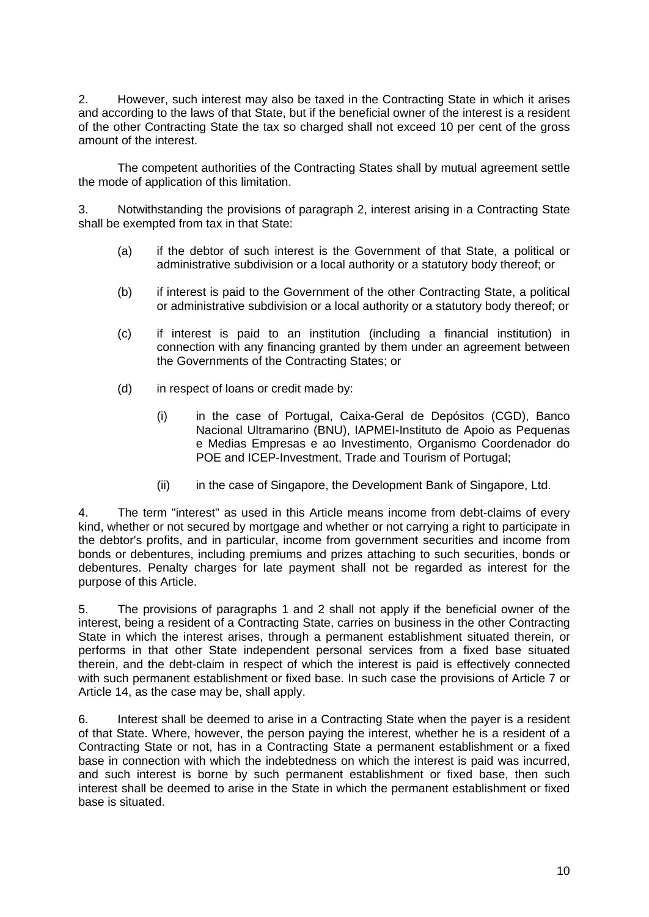2. However, such interest may also be taxed in the Contracting State in which it arises and according to the laws of that State, but if the beneficial owner of the interest is a resident of the other Contracting State the tax so charged shall not exceed 10 per cent of the gross amount of the interest.

The competent authorities of the Contracting States shall by mutual agreement settle the mode of application of this limitation.

3. Notwithstanding the provisions of paragraph 2, interest arising in a Contracting State shall be exempted from tax in that State:

(a) if the debtor of such interest is the Government of that State, a political or administrative subdivision or a local authority or a statutory body thereof; or

(b) if interest is paid to the Government of the other Contracting State, a political or administrative subdivision or a local authority or a statutory body thereof; or

(c) if interest is paid to an institution (including a financial institution) in connection with any financing granted by them under an agreement between the Governments of the Contracting States; or

(d) in respect of loans or credit made by:

(i) in the case of Portugal, Caixa-Geral de Depósitos (CGD), Banco Nacional Ultramarino (BNU), IAPMEI-Instituto de Apoio as Pequenas e Medias Empresas e ao Investimento, Organismo Coordenador do POE and ICEP-Investment, Trade and Tourism of Portugal;

(ii) in the case of Singapore, the Development Bank of Singapore, Ltd.

4. The term "interest" as used in this Article means income from debt-claims of every kind, whether or not secured by mortgage and whether or not carrying a right to participate in the debtor's profits, and in particular, income from government securities and income from bonds or debentures, including premiums and prizes attaching to such securities, bonds or debentures. Penalty charges for late payment shall not be regarded as interest for the purpose of this Article.

5. The provisions of paragraphs 1 and 2 shall not apply if the beneficial owner of the interest, being a resident of a Contracting State, carries on business in the other Contracting State in which the interest arises, through a permanent establishment situated therein, or performs in that other State independent personal services from a fixed base situated therein, and the debt-claim in respect of which the interest is paid is effectively connected with such permanent establishment or fixed base. In such case the provisions of Article 7 or Article 14, as the case may be, shall apply.

6. Interest shall be deemed to arise in a Contracting State when the payer is a resident of that State. Where, however, the person paying the interest, whether he is a resident of a Contracting State or not, has in a Contracting State a permanent establishment or a fixed base in connection with which the indebtedness on which the interest is paid was incurred, and such interest is borne by such permanent establishment or fixed base, then such interest shall be deemed to arise in the State in which the permanent establishment or fixed base is situated.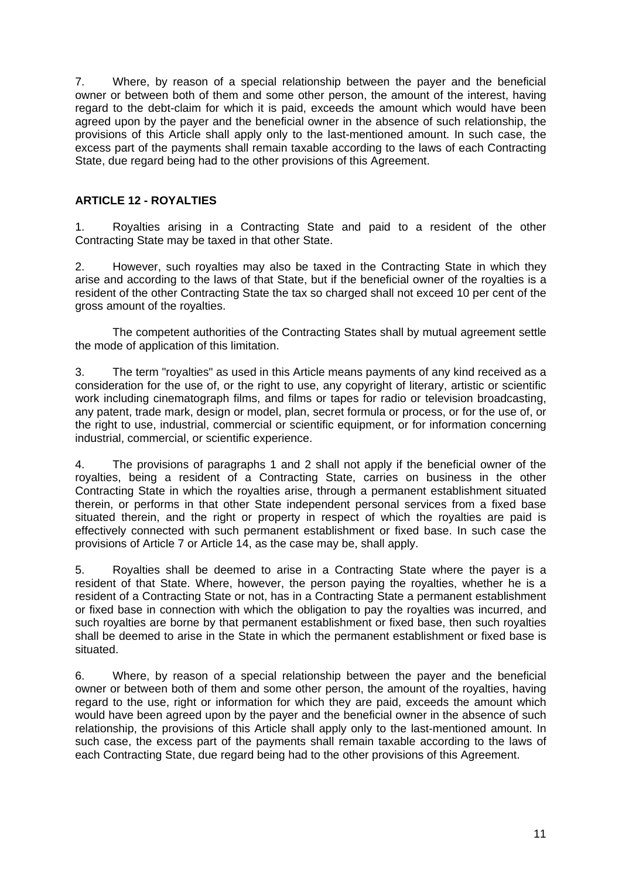7. Where, by reason of a special relationship between the payer and the beneficial owner or between both of them and some other person, the amount of the interest, having regard to the debt-claim for which it is paid, exceeds the amount which would have been agreed upon by the payer and the beneficial owner in the absence of such relationship, the provisions of this Article shall apply only to the last-mentioned amount. In such case, the excess part of the payments shall remain taxable according to the laws of each Contracting State, due regard being had to the other provisions of this Agreement.

## ARTICLE 12 - ROYALTIES

1. Royalties arising in a Contracting State and paid to a resident of the other Contracting State may be taxed in that other State.

2. However, such royalties may also be taxed in the Contracting State in which they arise and according to the laws of that State, but if the beneficial owner of the royalties is a resident of the other Contracting State the tax so charged shall not exceed 10 per cent of the gross amount of the royalties.

The competent authorities of the Contracting States shall by mutual agreement settle the mode of application of this limitation.

3. The term "royalties" as used in this Article means payments of any kind received as a consideration for the use of, or the right to use, any copyright of literary, artistic or scientific work including cinematograph films, and films or tapes for radio or television broadcasting, any patent, trade mark, design or model, plan, secret formula or process, or for the use of, or the right to use, industrial, commercial or scientific equipment, or for information concerning industrial, commercial, or scientific experience.

4. The provisions of paragraphs 1 and 2 shall not apply if the beneficial owner of the royalties, being a resident of a Contracting State, carries on business in the other Contracting State in which the royalties arise, through a permanent establishment situated therein, or performs in that other State independent personal services from a fixed base situated therein, and the right or property in respect of which the royalties are paid is effectively connected with such permanent establishment or fixed base. In such case the provisions of Article 7 or Article 14, as the case may be, shall apply.

5. Royalties shall be deemed to arise in a Contracting State where the payer is a resident of that State. Where, however, the person paying the royalties, whether he is a resident of a Contracting State or not, has in a Contracting State a permanent establishment or fixed base in connection with which the obligation to pay the royalties was incurred, and such royalties are borne by that permanent establishment or fixed base, then such royalties shall be deemed to arise in the State in which the permanent establishment or fixed base is situated.

6. Where, by reason of a special relationship between the payer and the beneficial owner or between both of them and some other person, the amount of the royalties, having regard to the use, right or information for which they are paid, exceeds the amount which would have been agreed upon by the payer and the beneficial owner in the absence of such relationship, the provisions of this Article shall apply only to the last-mentioned amount. In such case, the excess part of the payments shall remain taxable according to the laws of each Contracting State, due regard being had to the other provisions of this Agreement.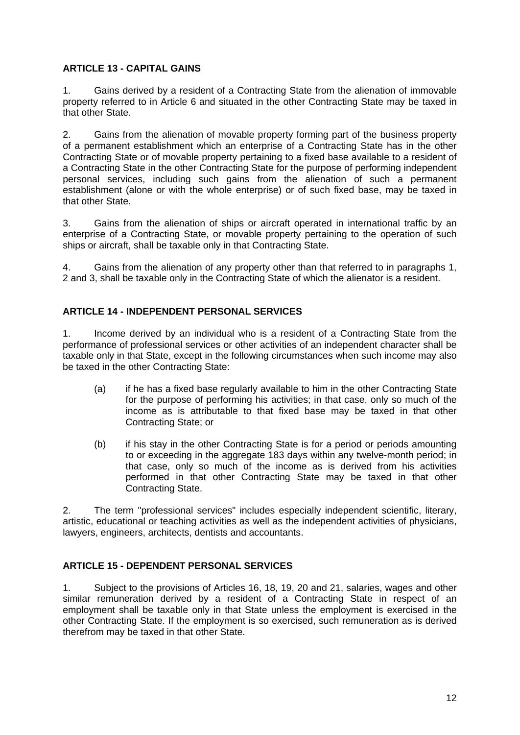## ARTICLE 13 - CAPITAL GAINS

1. Gains derived by a resident of a Contracting State from the alienation of immovable property referred to in Article 6 and situated in the other Contracting State may be taxed in that other State.

2. Gains from the alienation of movable property forming part of the business property of a permanent establishment which an enterprise of a Contracting State has in the other Contracting State or of movable property pertaining to a fixed base available to a resident of a Contracting State in the other Contracting State for the purpose of performing independent personal services, including such gains from the alienation of such a permanent establishment (alone or with the whole enterprise) or of such fixed base, may be taxed in that other State.

3. Gains from the alienation of ships or aircraft operated in international traffic by an enterprise of a Contracting State, or movable property pertaining to the operation of such ships or aircraft, shall be taxable only in that Contracting State.

4. Gains from the alienation of any property other than that referred to in paragraphs 1, 2 and 3, shall be taxable only in the Contracting State of which the alienator is a resident.

## ARTICLE 14 - INDEPENDENT PERSONAL SERVICES

1. Income derived by an individual who is a resident of a Contracting State from the performance of professional services or other activities of an independent character shall be taxable only in that State, except in the following circumstances when such income may also be taxed in the other Contracting State:

   (a) if he has a fixed base regularly available to him in the other Contracting State for the purpose of performing his activities; in that case, only so much of the income as is attributable to that fixed base may be taxed in that other Contracting State; or

   (b) if his stay in the other Contracting State is for a period or periods amounting to or exceeding in the aggregate 183 days within any twelve-month period; in that case, only so much of the income as is derived from his activities performed in that other Contracting State may be taxed in that other Contracting State.

2. The term "professional services" includes especially independent scientific, literary, artistic, educational or teaching activities as well as the independent activities of physicians, lawyers, engineers, architects, dentists and accountants.

## ARTICLE 15 - DEPENDENT PERSONAL SERVICES

1. Subject to the provisions of Articles 16, 18, 19, 20 and 21, salaries, wages and other similar remuneration derived by a resident of a Contracting State in respect of an employment shall be taxable only in that State unless the employment is exercised in the other Contracting State. If the employment is so exercised, such remuneration as is derived therefrom may be taxed in that other State.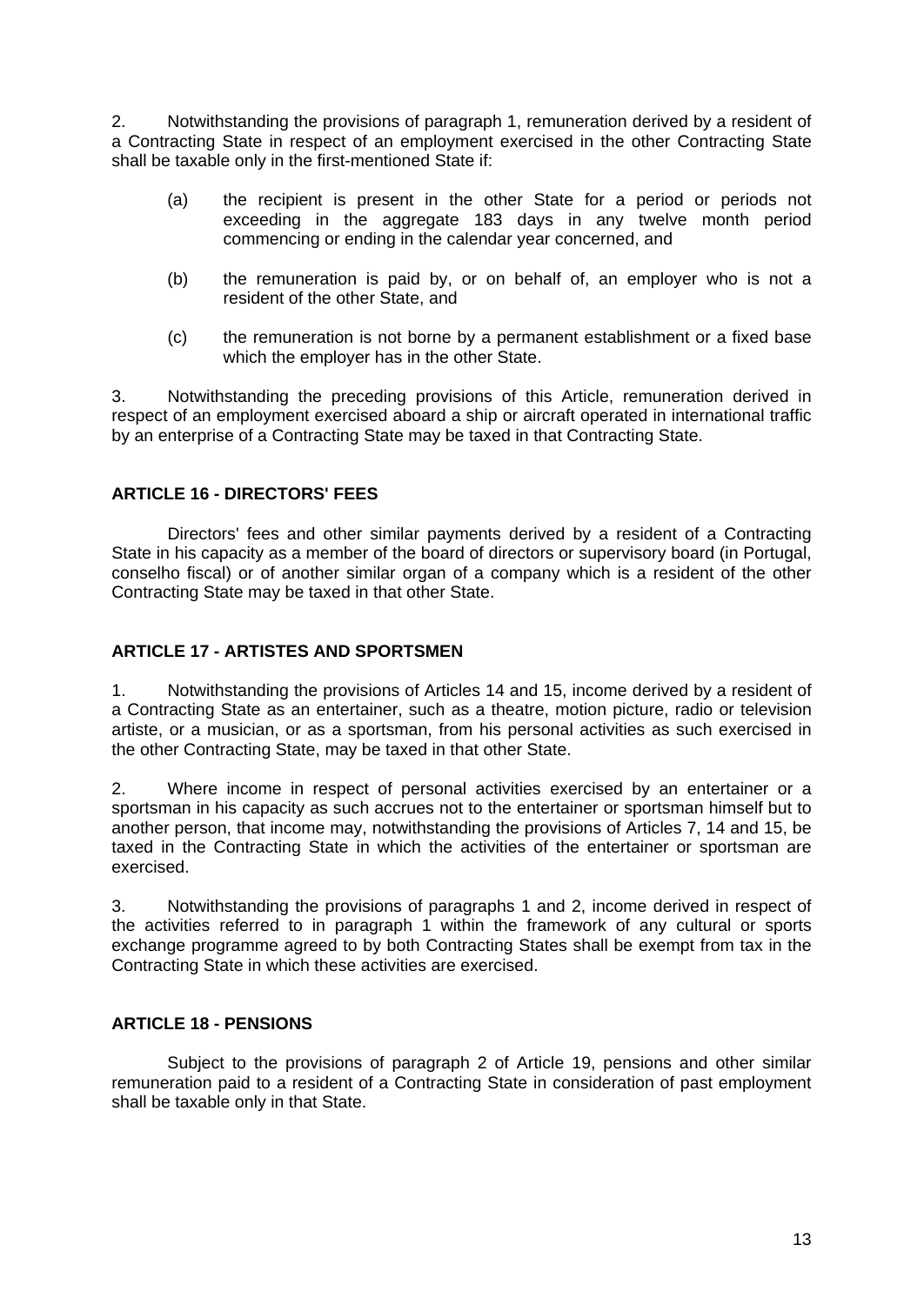2. Notwithstanding the provisions of paragraph 1, remuneration derived by a resident of a Contracting State in respect of an employment exercised in the other Contracting State shall be taxable only in the first-mentioned State if:

(a) the recipient is present in the other State for a period or periods not exceeding in the aggregate 183 days in any twelve month period commencing or ending in the calendar year concerned, and

(b) the remuneration is paid by, or on behalf of, an employer who is not a resident of the other State, and

(c) the remuneration is not borne by a permanent establishment or a fixed base which the employer has in the other State.

3. Notwithstanding the preceding provisions of this Article, remuneration derived in respect of an employment exercised aboard a ship or aircraft operated in international traffic by an enterprise of a Contracting State may be taxed in that Contracting State.

## ARTICLE 16 - DIRECTORS' FEES

Directors' fees and other similar payments derived by a resident of a Contracting State in his capacity as a member of the board of directors or supervisory board (in Portugal, conselho fiscal) or of another similar organ of a company which is a resident of the other Contracting State may be taxed in that other State.

## ARTICLE 17 - ARTISTES AND SPORTSMEN

1. Notwithstanding the provisions of Articles 14 and 15, income derived by a resident of a Contracting State as an entertainer, such as a theatre, motion picture, radio or television artiste, or a musician, or as a sportsman, from his personal activities as such exercised in the other Contracting State, may be taxed in that other State.

2. Where income in respect of personal activities exercised by an entertainer or a sportsman in his capacity as such accrues not to the entertainer or sportsman himself but to another person, that income may, notwithstanding the provisions of Articles 7, 14 and 15, be taxed in the Contracting State in which the activities of the entertainer or sportsman are exercised.

3. Notwithstanding the provisions of paragraphs 1 and 2, income derived in respect of the activities referred to in paragraph 1 within the framework of any cultural or sports exchange programme agreed to by both Contracting States shall be exempt from tax in the Contracting State in which these activities are exercised.

## ARTICLE 18 - PENSIONS

Subject to the provisions of paragraph 2 of Article 19, pensions and other similar remuneration paid to a resident of a Contracting State in consideration of past employment shall be taxable only in that State.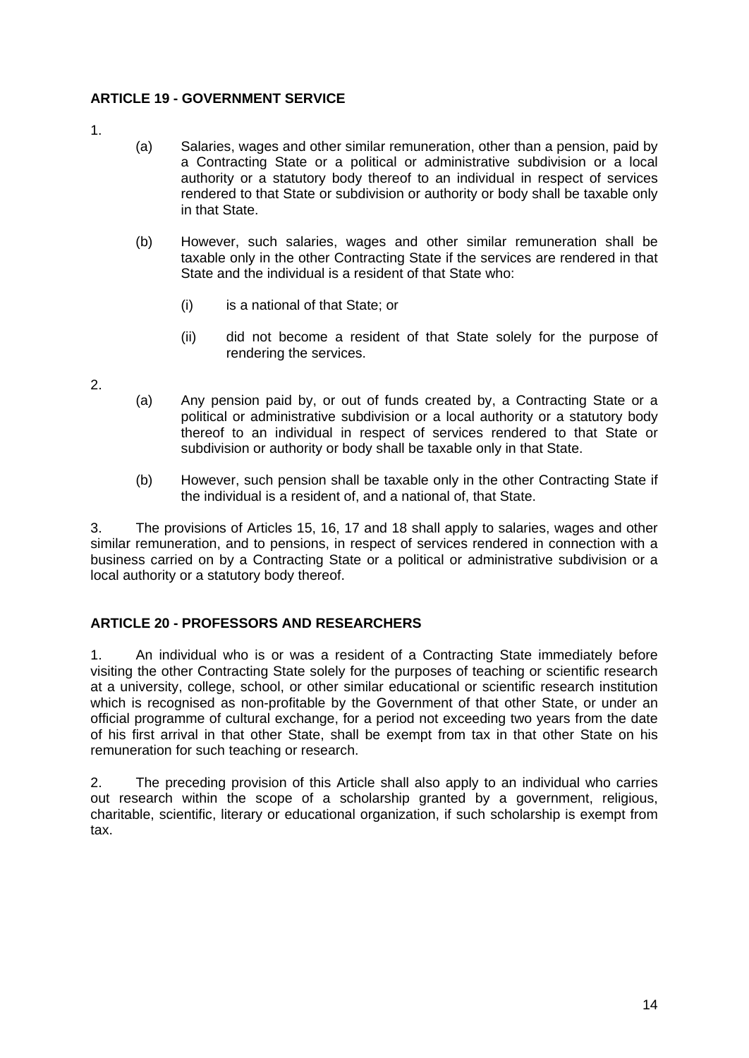**ARTICLE 19 - GOVERNMENT SERVICE**

1.

(a) Salaries, wages and other similar remuneration, other than a pension, paid by a Contracting State or a political or administrative subdivision or a local authority or a statutory body thereof to an individual in respect of services rendered to that State or subdivision or authority or body shall be taxable only in that State.

(b) However, such salaries, wages and other similar remuneration shall be taxable only in the other Contracting State if the services are rendered in that State and the individual is a resident of that State who:

(i) is a national of that State; or

(ii) did not become a resident of that State solely for the purpose of rendering the services.

2.

(a) Any pension paid by, or out of funds created by, a Contracting State or a political or administrative subdivision or a local authority or a statutory body thereof to an individual in respect of services rendered to that State or subdivision or authority or body shall be taxable only in that State.

(b) However, such pension shall be taxable only in the other Contracting State if the individual is a resident of, and a national of, that State.

3. The provisions of Articles 15, 16, 17 and 18 shall apply to salaries, wages and other similar remuneration, and to pensions, in respect of services rendered in connection with a business carried on by a Contracting State or a political or administrative subdivision or a local authority or a statutory body thereof.

**ARTICLE 20 - PROFESSORS AND RESEARCHERS**

1. An individual who is or was a resident of a Contracting State immediately before visiting the other Contracting State solely for the purposes of teaching or scientific research at a university, college, school, or other similar educational or scientific research institution which is recognised as non-profitable by the Government of that other State, or under an official programme of cultural exchange, for a period not exceeding two years from the date of his first arrival in that other State, shall be exempt from tax in that other State on his remuneration for such teaching or research.

2. The preceding provision of this Article shall also apply to an individual who carries out research within the scope of a scholarship granted by a government, religious, charitable, scientific, literary or educational organization, if such scholarship is exempt from tax.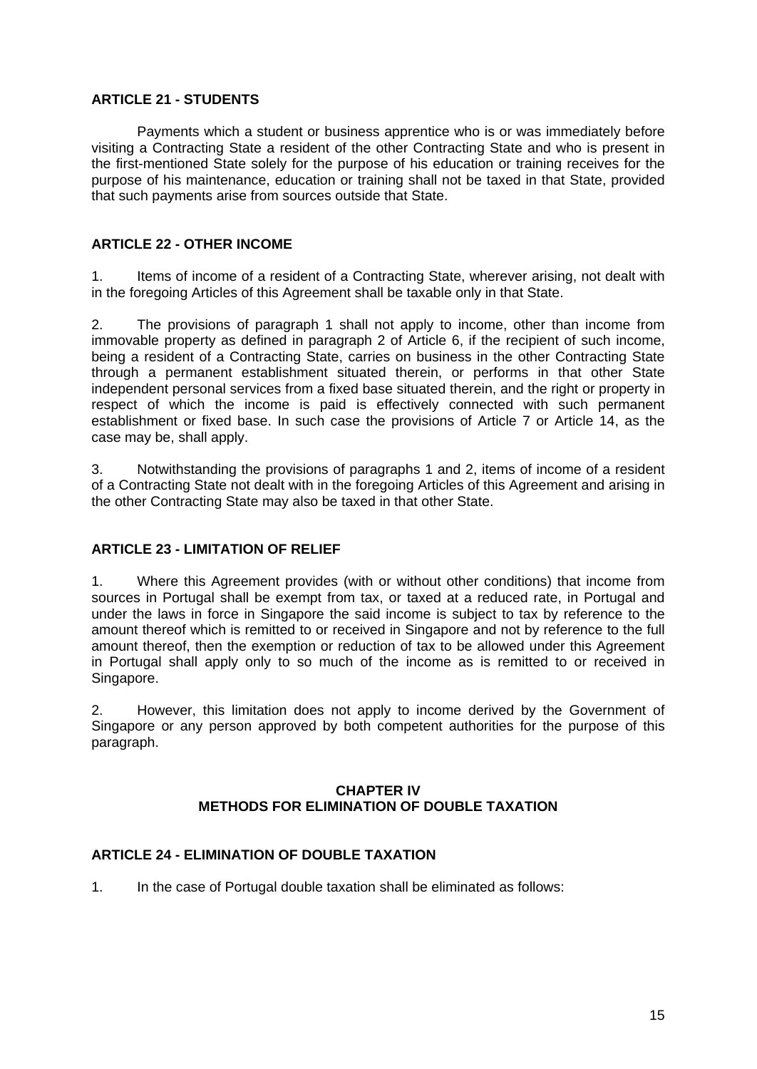**ARTICLE 21 - STUDENTS**

Payments which a student or business apprentice who is or was immediately before visiting a Contracting State a resident of the other Contracting State and who is present in the first-mentioned State solely for the purpose of his education or training receives for the purpose of his maintenance, education or training shall not be taxed in that State, provided that such payments arise from sources outside that State.

**ARTICLE 22 - OTHER INCOME**

1. Items of income of a resident of a Contracting State, wherever arising, not dealt with in the foregoing Articles of this Agreement shall be taxable only in that State.

2. The provisions of paragraph 1 shall not apply to income, other than income from immovable property as defined in paragraph 2 of Article 6, if the recipient of such income, being a resident of a Contracting State, carries on business in the other Contracting State through a permanent establishment situated therein, or performs in that other State independent personal services from a fixed base situated therein, and the right or property in respect of which the income is paid is effectively connected with such permanent establishment or fixed base. In such case the provisions of Article 7 or Article 14, as the case may be, shall apply.

3. Notwithstanding the provisions of paragraphs 1 and 2, items of income of a resident of a Contracting State not dealt with in the foregoing Articles of this Agreement and arising in the other Contracting State may also be taxed in that other State.

**ARTICLE 23 - LIMITATION OF RELIEF**

1. Where this Agreement provides (with or without other conditions) that income from sources in Portugal shall be exempt from tax, or taxed at a reduced rate, in Portugal and under the laws in force in Singapore the said income is subject to tax by reference to the amount thereof which is remitted to or received in Singapore and not by reference to the full amount thereof, then the exemption or reduction of tax to be allowed under this Agreement in Portugal shall apply only to so much of the income as is remitted to or received in Singapore.

2. However, this limitation does not apply to income derived by the Government of Singapore or any person approved by both competent authorities for the purpose of this paragraph.

## CHAPTER IV
## METHODS FOR ELIMINATION OF DOUBLE TAXATION

**ARTICLE 24 - ELIMINATION OF DOUBLE TAXATION**

1. In the case of Portugal double taxation shall be eliminated as follows: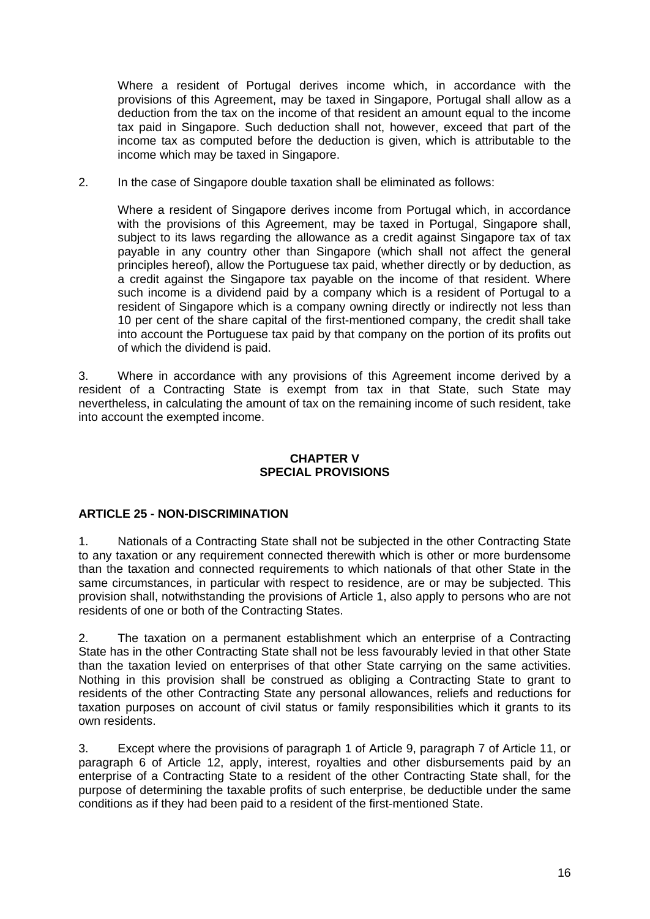Where a resident of Portugal derives income which, in accordance with the provisions of this Agreement, may be taxed in Singapore, Portugal shall allow as a deduction from the tax on the income of that resident an amount equal to the income tax paid in Singapore. Such deduction shall not, however, exceed that part of the income tax as computed before the deduction is given, which is attributable to the income which may be taxed in Singapore.

2. In the case of Singapore double taxation shall be eliminated as follows:

Where a resident of Singapore derives income from Portugal which, in accordance with the provisions of this Agreement, may be taxed in Portugal, Singapore shall, subject to its laws regarding the allowance as a credit against Singapore tax of tax payable in any country other than Singapore (which shall not affect the general principles hereof), allow the Portuguese tax paid, whether directly or by deduction, as a credit against the Singapore tax payable on the income of that resident. Where such income is a dividend paid by a company which is a resident of Portugal to a resident of Singapore which is a company owning directly or indirectly not less than 10 per cent of the share capital of the first-mentioned company, the credit shall take into account the Portuguese tax paid by that company on the portion of its profits out of which the dividend is paid.

3. Where in accordance with any provisions of this Agreement income derived by a resident of a Contracting State is exempt from tax in that State, such State may nevertheless, in calculating the amount of tax on the remaining income of such resident, take into account the exempted income.

## CHAPTER V
## SPECIAL PROVISIONS

### ARTICLE 25 - NON-DISCRIMINATION

1. Nationals of a Contracting State shall not be subjected in the other Contracting State to any taxation or any requirement connected therewith which is other or more burdensome than the taxation and connected requirements to which nationals of that other State in the same circumstances, in particular with respect to residence, are or may be subjected. This provision shall, notwithstanding the provisions of Article 1, also apply to persons who are not residents of one or both of the Contracting States.

2. The taxation on a permanent establishment which an enterprise of a Contracting State has in the other Contracting State shall not be less favourably levied in that other State than the taxation levied on enterprises of that other State carrying on the same activities. Nothing in this provision shall be construed as obliging a Contracting State to grant to residents of the other Contracting State any personal allowances, reliefs and reductions for taxation purposes on account of civil status or family responsibilities which it grants to its own residents.

3. Except where the provisions of paragraph 1 of Article 9, paragraph 7 of Article 11, or paragraph 6 of Article 12, apply, interest, royalties and other disbursements paid by an enterprise of a Contracting State to a resident of the other Contracting State shall, for the purpose of determining the taxable profits of such enterprise, be deductible under the same conditions as if they had been paid to a resident of the first-mentioned State.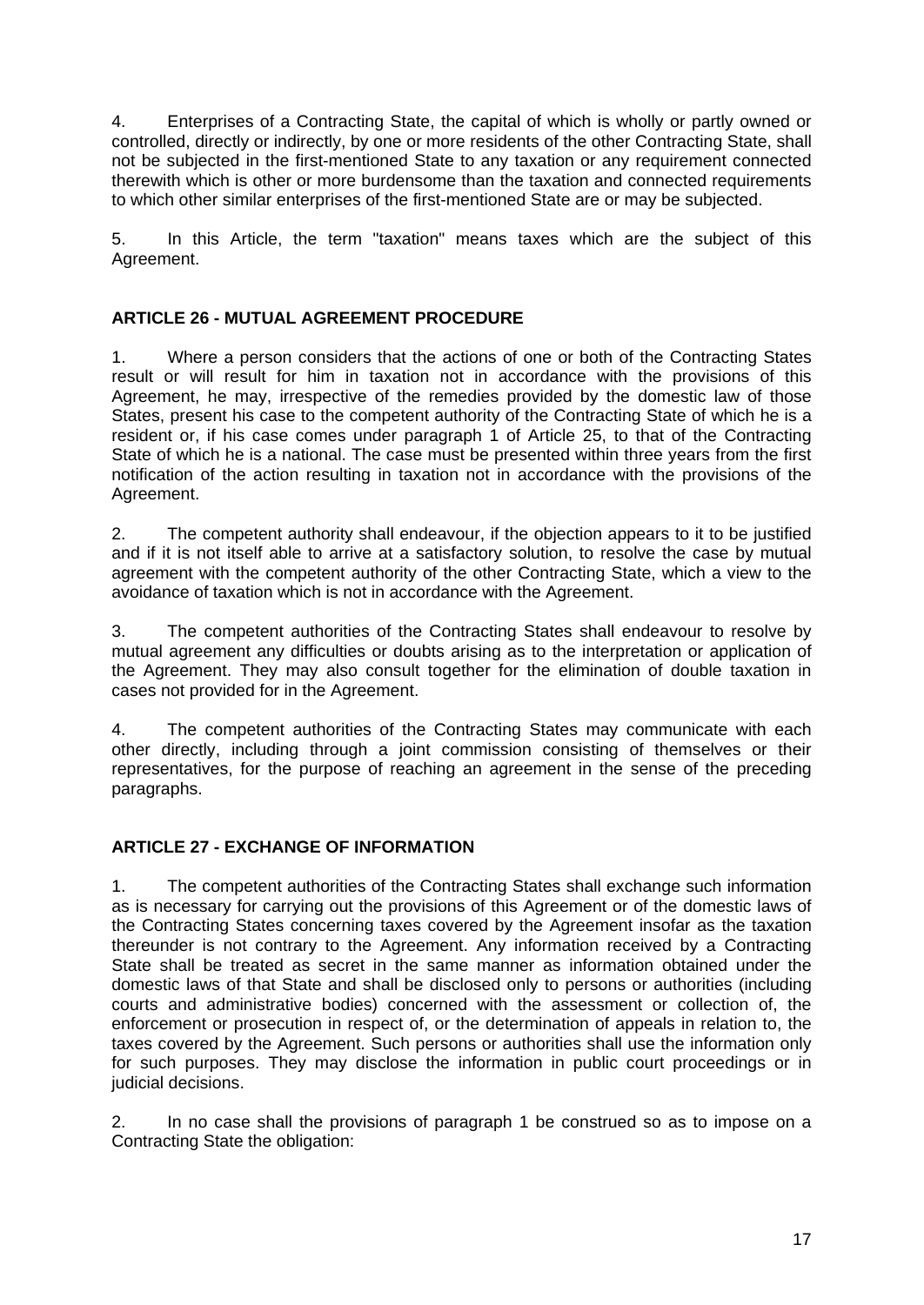4. Enterprises of a Contracting State, the capital of which is wholly or partly owned or controlled, directly or indirectly, by one or more residents of the other Contracting State, shall not be subjected in the first-mentioned State to any taxation or any requirement connected therewith which is other or more burdensome than the taxation and connected requirements to which other similar enterprises of the first-mentioned State are or may be subjected.

5. In this Article, the term "taxation" means taxes which are the subject of this Agreement.

### ARTICLE 26 - MUTUAL AGREEMENT PROCEDURE

1. Where a person considers that the actions of one or both of the Contracting States result or will result for him in taxation not in accordance with the provisions of this Agreement, he may, irrespective of the remedies provided by the domestic law of those States, present his case to the competent authority of the Contracting State of which he is a resident or, if his case comes under paragraph 1 of Article 25, to that of the Contracting State of which he is a national. The case must be presented within three years from the first notification of the action resulting in taxation not in accordance with the provisions of the Agreement.

2. The competent authority shall endeavour, if the objection appears to it to be justified and if it is not itself able to arrive at a satisfactory solution, to resolve the case by mutual agreement with the competent authority of the other Contracting State, which a view to the avoidance of taxation which is not in accordance with the Agreement.

3. The competent authorities of the Contracting States shall endeavour to resolve by mutual agreement any difficulties or doubts arising as to the interpretation or application of the Agreement. They may also consult together for the elimination of double taxation in cases not provided for in the Agreement.

4. The competent authorities of the Contracting States may communicate with each other directly, including through a joint commission consisting of themselves or their representatives, for the purpose of reaching an agreement in the sense of the preceding paragraphs.

### ARTICLE 27 - EXCHANGE OF INFORMATION

1. The competent authorities of the Contracting States shall exchange such information as is necessary for carrying out the provisions of this Agreement or of the domestic laws of the Contracting States concerning taxes covered by the Agreement insofar as the taxation thereunder is not contrary to the Agreement. Any information received by a Contracting State shall be treated as secret in the same manner as information obtained under the domestic laws of that State and shall be disclosed only to persons or authorities (including courts and administrative bodies) concerned with the assessment or collection of, the enforcement or prosecution in respect of, or the determination of appeals in relation to, the taxes covered by the Agreement. Such persons or authorities shall use the information only for such purposes. They may disclose the information in public court proceedings or in judicial decisions.

2. In no case shall the provisions of paragraph 1 be construed so as to impose on a Contracting State the obligation: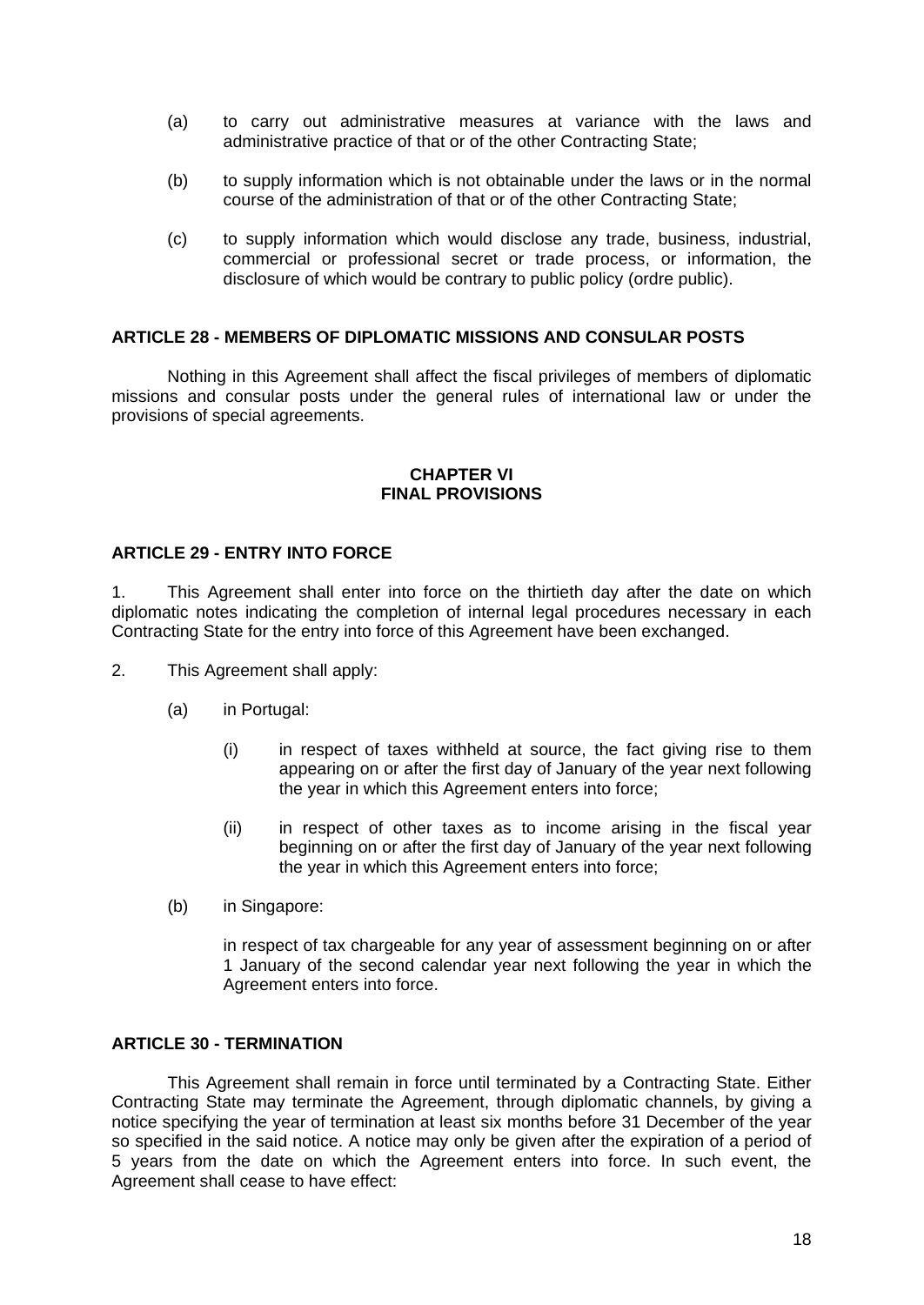(a) to carry out administrative measures at variance with the laws and administrative practice of that or of the other Contracting State;

(b) to supply information which is not obtainable under the laws or in the normal course of the administration of that or of the other Contracting State;

(c) to supply information which would disclose any trade, business, industrial, commercial or professional secret or trade process, or information, the disclosure of which would be contrary to public policy (ordre public).

**ARTICLE 28 - MEMBERS OF DIPLOMATIC MISSIONS AND CONSULAR POSTS**

Nothing in this Agreement shall affect the fiscal privileges of members of diplomatic missions and consular posts under the general rules of international law or under the provisions of special agreements.

## CHAPTER VI
## FINAL PROVISIONS

**ARTICLE 29 - ENTRY INTO FORCE**

1. This Agreement shall enter into force on the thirtieth day after the date on which diplomatic notes indicating the completion of internal legal procedures necessary in each Contracting State for the entry into force of this Agreement have been exchanged.

2. This Agreement shall apply:

(a) in Portugal:

(i) in respect of taxes withheld at source, the fact giving rise to them appearing on or after the first day of January of the year next following the year in which this Agreement enters into force;

(ii) in respect of other taxes as to income arising in the fiscal year beginning on or after the first day of January of the year next following the year in which this Agreement enters into force;

(b) in Singapore:

in respect of tax chargeable for any year of assessment beginning on or after 1 January of the second calendar year next following the year in which the Agreement enters into force.

**ARTICLE 30 - TERMINATION**

This Agreement shall remain in force until terminated by a Contracting State. Either Contracting State may terminate the Agreement, through diplomatic channels, by giving a notice specifying the year of termination at least six months before 31 December of the year so specified in the said notice. A notice may only be given after the expiration of a period of 5 years from the date on which the Agreement enters into force. In such event, the Agreement shall cease to have effect: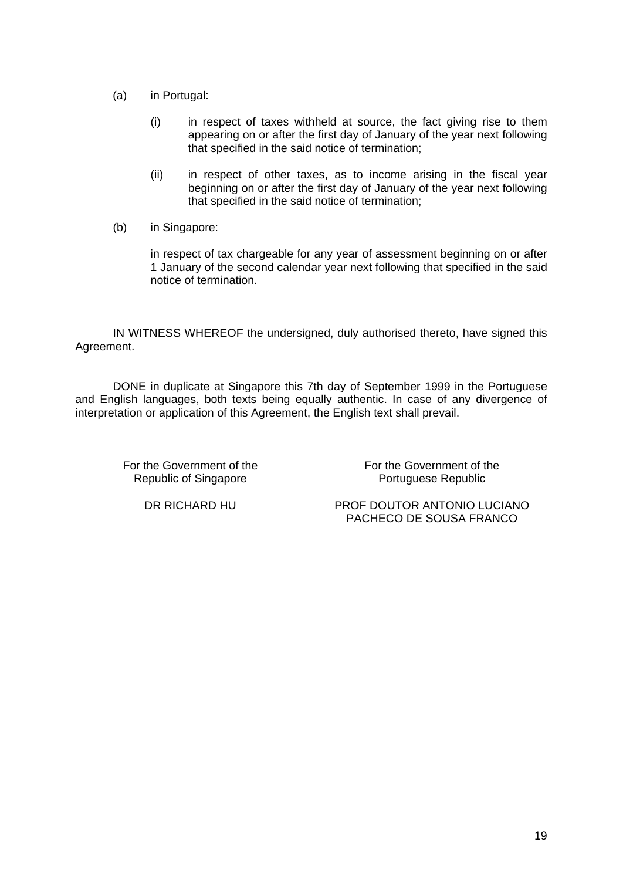(a) in Portugal:

   (i) in respect of taxes withheld at source, the fact giving rise to them appearing on or after the first day of January of the year next following that specified in the said notice of termination;

   (ii) in respect of other taxes, as to income arising in the fiscal year beginning on or after the first day of January of the year next following that specified in the said notice of termination;

(b) in Singapore:

   in respect of tax chargeable for any year of assessment beginning on or after 1 January of the second calendar year next following that specified in the said notice of termination.

IN WITNESS WHEREOF the undersigned, duly authorised thereto, have signed this Agreement.

DONE in duplicate at Singapore this 7th day of September 1999 in the Portuguese and English languages, both texts being equally authentic. In case of any divergence of interpretation or application of this Agreement, the English text shall prevail.

| For the Government of the Republic of Singapore | For the Government of the Portuguese Republic |
| --- | --- |
| DR RICHARD HU | PROF DOUTOR ANTONIO LUCIANO PACHECO DE SOUSA FRANCO |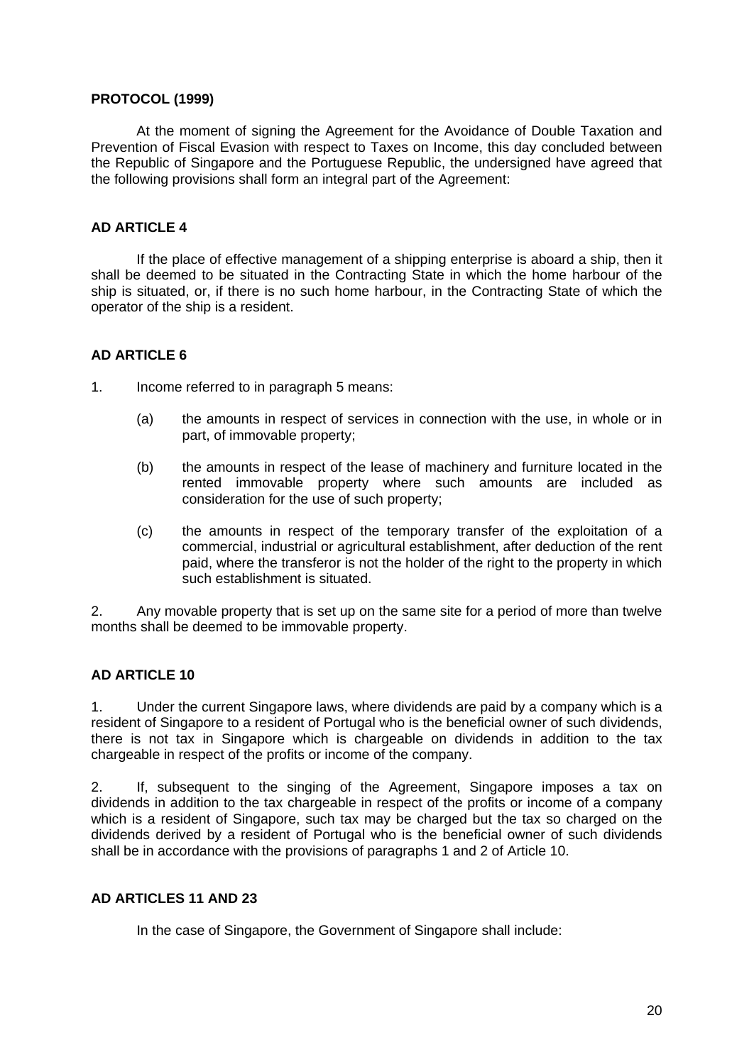**PROTOCOL (1999)**

At the moment of signing the Agreement for the Avoidance of Double Taxation and Prevention of Fiscal Evasion with respect to Taxes on Income, this day concluded between the Republic of Singapore and the Portuguese Republic, the undersigned have agreed that the following provisions shall form an integral part of the Agreement:

**AD ARTICLE 4**

If the place of effective management of a shipping enterprise is aboard a ship, then it shall be deemed to be situated in the Contracting State in which the home harbour of the ship is situated, or, if there is no such home harbour, in the Contracting State of which the operator of the ship is a resident.

**AD ARTICLE 6**

1. Income referred to in paragraph 5 means:

   (a) the amounts in respect of services in connection with the use, in whole or in part, of immovable property;

   (b) the amounts in respect of the lease of machinery and furniture located in the rented immovable property where such amounts are included as consideration for the use of such property;

   (c) the amounts in respect of the temporary transfer of the exploitation of a commercial, industrial or agricultural establishment, after deduction of the rent paid, where the transferor is not the holder of the right to the property in which such establishment is situated.

2. Any movable property that is set up on the same site for a period of more than twelve months shall be deemed to be immovable property.

**AD ARTICLE 10**

1. Under the current Singapore laws, where dividends are paid by a company which is a resident of Singapore to a resident of Portugal who is the beneficial owner of such dividends, there is not tax in Singapore which is chargeable on dividends in addition to the tax chargeable in respect of the profits or income of the company.

2. If, subsequent to the singing of the Agreement, Singapore imposes a tax on dividends in addition to the tax chargeable in respect of the profits or income of a company which is a resident of Singapore, such tax may be charged but the tax so charged on the dividends derived by a resident of Portugal who is the beneficial owner of such dividends shall be in accordance with the provisions of paragraphs 1 and 2 of Article 10.

**AD ARTICLES 11 AND 23**

In the case of Singapore, the Government of Singapore shall include: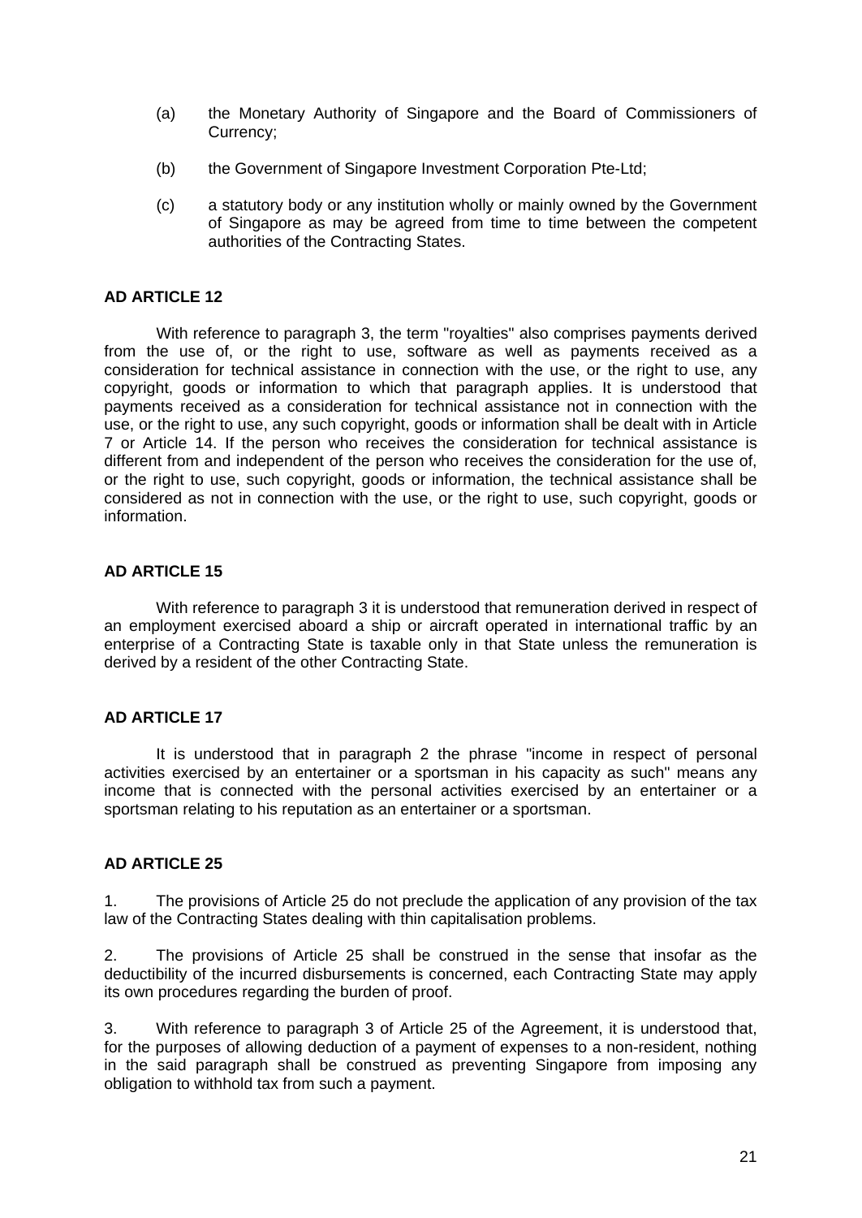(a) the Monetary Authority of Singapore and the Board of Commissioners of Currency;

(b) the Government of Singapore Investment Corporation Pte-Ltd;

(c) a statutory body or any institution wholly or mainly owned by the Government of Singapore as may be agreed from time to time between the competent authorities of the Contracting States.

**AD ARTICLE 12**

With reference to paragraph 3, the term "royalties" also comprises payments derived from the use of, or the right to use, software as well as payments received as a consideration for technical assistance in connection with the use, or the right to use, any copyright, goods or information to which that paragraph applies. It is understood that payments received as a consideration for technical assistance not in connection with the use, or the right to use, any such copyright, goods or information shall be dealt with in Article 7 or Article 14. If the person who receives the consideration for technical assistance is different from and independent of the person who receives the consideration for the use of, or the right to use, such copyright, goods or information, the technical assistance shall be considered as not in connection with the use, or the right to use, such copyright, goods or information.

**AD ARTICLE 15**

With reference to paragraph 3 it is understood that remuneration derived in respect of an employment exercised aboard a ship or aircraft operated in international traffic by an enterprise of a Contracting State is taxable only in that State unless the remuneration is derived by a resident of the other Contracting State.

**AD ARTICLE 17**

It is understood that in paragraph 2 the phrase "income in respect of personal activities exercised by an entertainer or a sportsman in his capacity as such" means any income that is connected with the personal activities exercised by an entertainer or a sportsman relating to his reputation as an entertainer or a sportsman.

**AD ARTICLE 25**

1. The provisions of Article 25 do not preclude the application of any provision of the tax law of the Contracting States dealing with thin capitalisation problems.

2. The provisions of Article 25 shall be construed in the sense that insofar as the deductibility of the incurred disbursements is concerned, each Contracting State may apply its own procedures regarding the burden of proof.

3. With reference to paragraph 3 of Article 25 of the Agreement, it is understood that, for the purposes of allowing deduction of a payment of expenses to a non-resident, nothing in the said paragraph shall be construed as preventing Singapore from imposing any obligation to withhold tax from such a payment.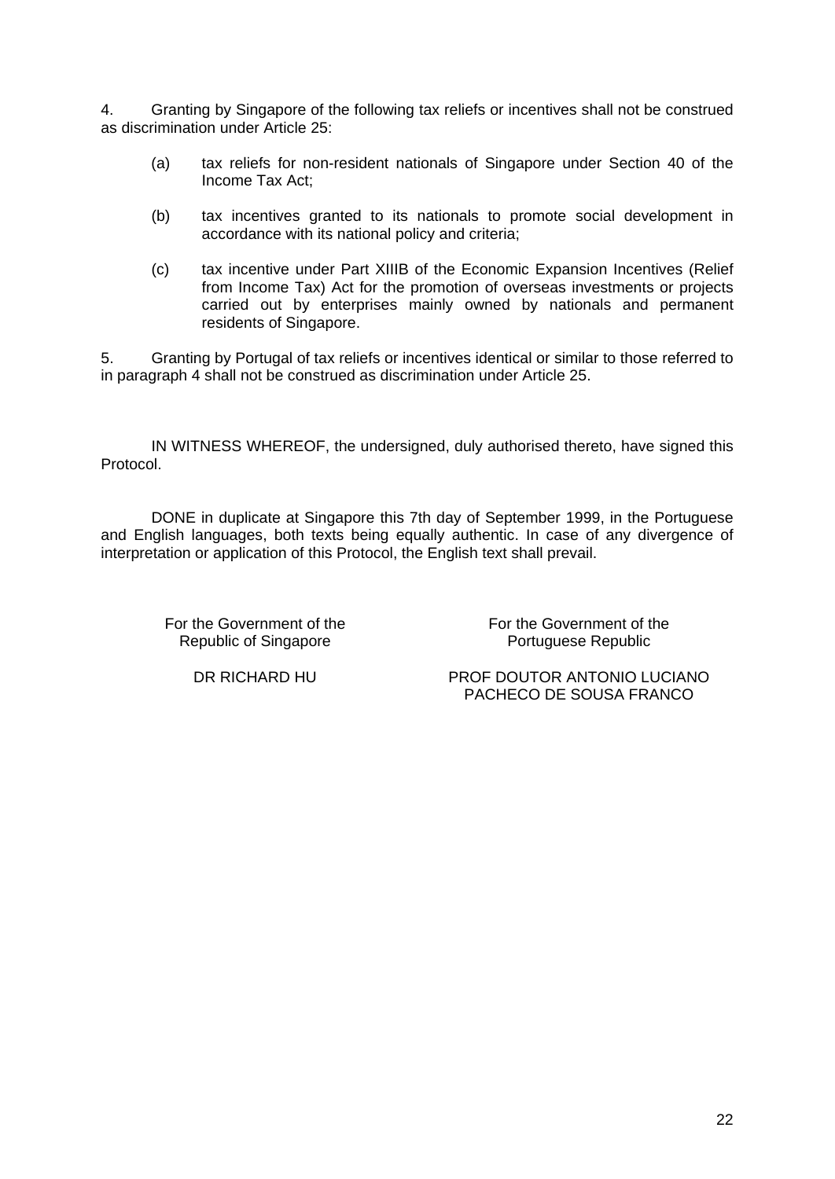4. Granting by Singapore of the following tax reliefs or incentives shall not be construed as discrimination under Article 25:

(a) tax reliefs for non-resident nationals of Singapore under Section 40 of the Income Tax Act;

(b) tax incentives granted to its nationals to promote social development in accordance with its national policy and criteria;

(c) tax incentive under Part XIIIB of the Economic Expansion Incentives (Relief from Income Tax) Act for the promotion of overseas investments or projects carried out by enterprises mainly owned by nationals and permanent residents of Singapore.

5. Granting by Portugal of tax reliefs or incentives identical or similar to those referred to in paragraph 4 shall not be construed as discrimination under Article 25.

IN WITNESS WHEREOF, the undersigned, duly authorised thereto, have signed this Protocol.

DONE in duplicate at Singapore this 7th day of September 1999, in the Portuguese and English languages, both texts being equally authentic. In case of any divergence of interpretation or application of this Protocol, the English text shall prevail.

| For the Government of the Republic of Singapore | For the Government of the Portuguese Republic |
|---|---|
| DR RICHARD HU | PROF DOUTOR ANTONIO LUCIANO PACHECO DE SOUSA FRANCO |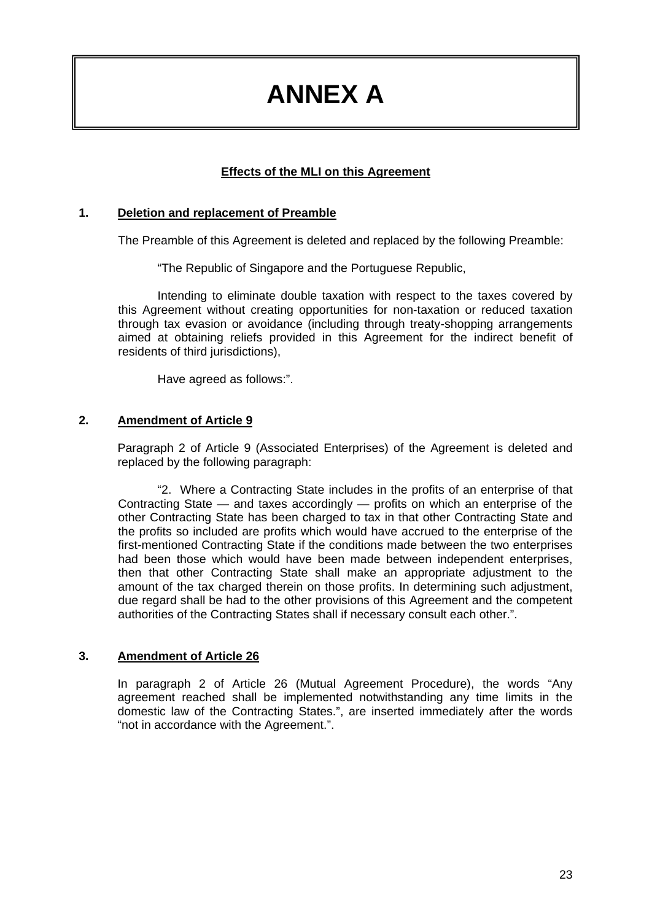# ANNEX A

**Effects of the MLI on this Agreement**

## 1. Deletion and replacement of Preamble

The Preamble of this Agreement is deleted and replaced by the following Preamble:

"The Republic of Singapore and the Portuguese Republic,

Intending to eliminate double taxation with respect to the taxes covered by this Agreement without creating opportunities for non-taxation or reduced taxation through tax evasion or avoidance (including through treaty-shopping arrangements aimed at obtaining reliefs provided in this Agreement for the indirect benefit of residents of third jurisdictions),

Have agreed as follows:".

## 2. Amendment of Article 9

Paragraph 2 of Article 9 (Associated Enterprises) of the Agreement is deleted and replaced by the following paragraph:

"2. Where a Contracting State includes in the profits of an enterprise of that Contracting State — and taxes accordingly — profits on which an enterprise of the other Contracting State has been charged to tax in that other Contracting State and the profits so included are profits which would have accrued to the enterprise of the first-mentioned Contracting State if the conditions made between the two enterprises had been those which would have been made between independent enterprises, then that other Contracting State shall make an appropriate adjustment to the amount of the tax charged therein on those profits. In determining such adjustment, due regard shall be had to the other provisions of this Agreement and the competent authorities of the Contracting States shall if necessary consult each other.".

## 3. Amendment of Article 26

In paragraph 2 of Article 26 (Mutual Agreement Procedure), the words "Any agreement reached shall be implemented notwithstanding any time limits in the domestic law of the Contracting States.", are inserted immediately after the words "not in accordance with the Agreement.".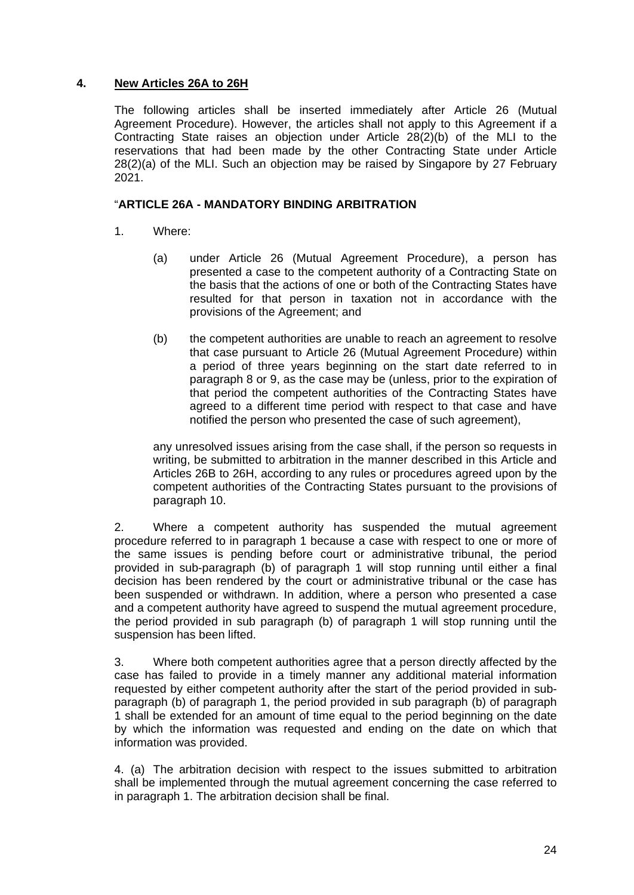## 4. New Articles 26A to 26H

The following articles shall be inserted immediately after Article 26 (Mutual Agreement Procedure). However, the articles shall not apply to this Agreement if a Contracting State raises an objection under Article 28(2)(b) of the MLI to the reservations that had been made by the other Contracting State under Article 28(2)(a) of the MLI. Such an objection may be raised by Singapore by 27 February 2021.

"**ARTICLE 26A - MANDATORY BINDING ARBITRATION**

1. Where:

   (a) under Article 26 (Mutual Agreement Procedure), a person has presented a case to the competent authority of a Contracting State on the basis that the actions of one or both of the Contracting States have resulted for that person in taxation not in accordance with the provisions of the Agreement; and

   (b) the competent authorities are unable to reach an agreement to resolve that case pursuant to Article 26 (Mutual Agreement Procedure) within a period of three years beginning on the start date referred to in paragraph 8 or 9, as the case may be (unless, prior to the expiration of that period the competent authorities of the Contracting States have agreed to a different time period with respect to that case and have notified the person who presented the case of such agreement),

   any unresolved issues arising from the case shall, if the person so requests in writing, be submitted to arbitration in the manner described in this Article and Articles 26B to 26H, according to any rules or procedures agreed upon by the competent authorities of the Contracting States pursuant to the provisions of paragraph 10.

2. Where a competent authority has suspended the mutual agreement procedure referred to in paragraph 1 because a case with respect to one or more of the same issues is pending before court or administrative tribunal, the period provided in sub-paragraph (b) of paragraph 1 will stop running until either a final decision has been rendered by the court or administrative tribunal or the case has been suspended or withdrawn. In addition, where a person who presented a case and a competent authority have agreed to suspend the mutual agreement procedure, the period provided in sub paragraph (b) of paragraph 1 will stop running until the suspension has been lifted.

3. Where both competent authorities agree that a person directly affected by the case has failed to provide in a timely manner any additional material information requested by either competent authority after the start of the period provided in sub-paragraph (b) of paragraph 1, the period provided in sub paragraph (b) of paragraph 1 shall be extended for an amount of time equal to the period beginning on the date by which the information was requested and ending on the date on which that information was provided.

4. (a) The arbitration decision with respect to the issues submitted to arbitration shall be implemented through the mutual agreement concerning the case referred to in paragraph 1. The arbitration decision shall be final.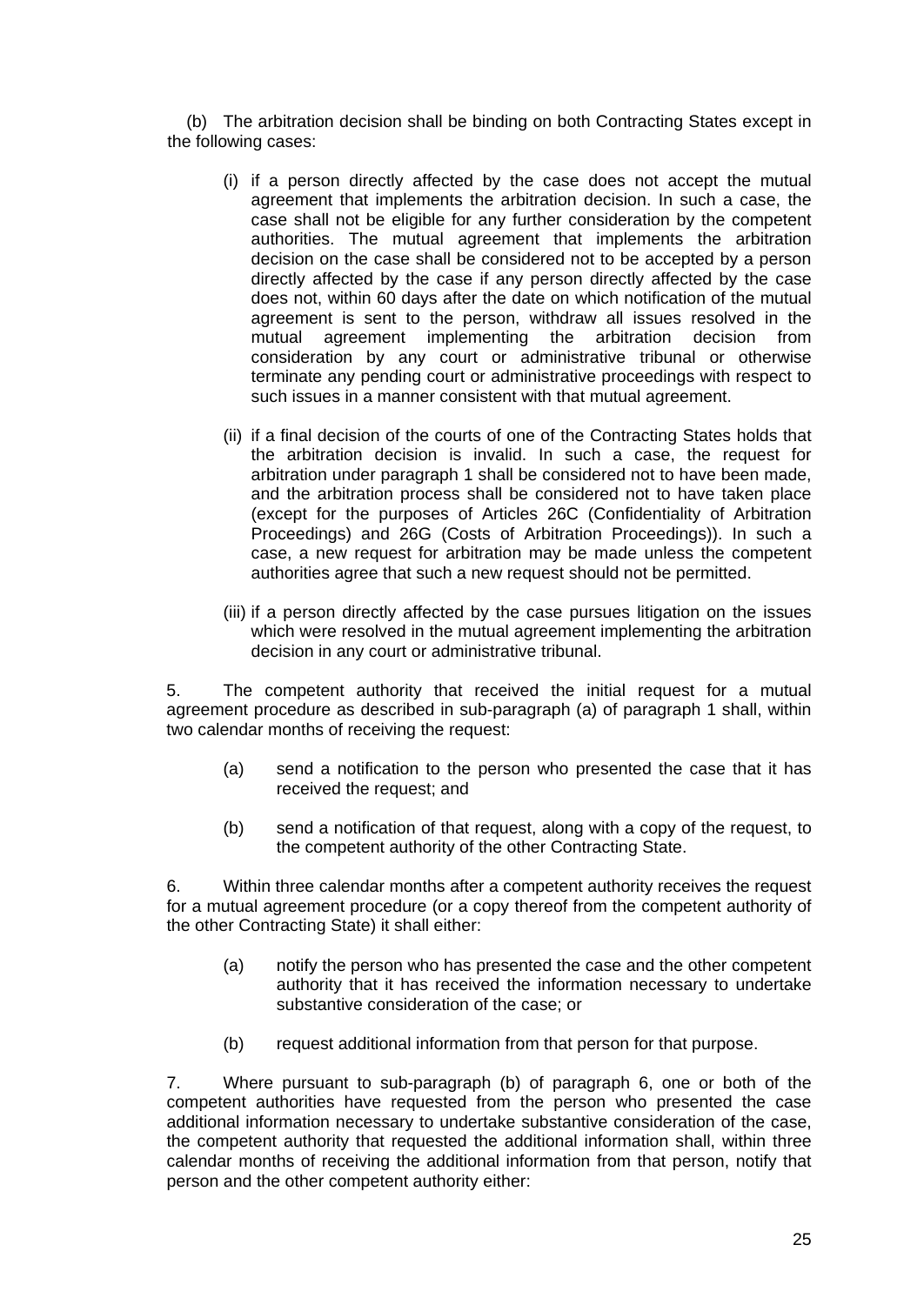(b) The arbitration decision shall be binding on both Contracting States except in the following cases:

(i) if a person directly affected by the case does not accept the mutual agreement that implements the arbitration decision. In such a case, the case shall not be eligible for any further consideration by the competent authorities. The mutual agreement that implements the arbitration decision on the case shall be considered not to be accepted by a person directly affected by the case if any person directly affected by the case does not, within 60 days after the date on which notification of the mutual agreement is sent to the person, withdraw all issues resolved in the mutual agreement implementing the arbitration decision from consideration by any court or administrative tribunal or otherwise terminate any pending court or administrative proceedings with respect to such issues in a manner consistent with that mutual agreement.

(ii) if a final decision of the courts of one of the Contracting States holds that the arbitration decision is invalid. In such a case, the request for arbitration under paragraph 1 shall be considered not to have been made, and the arbitration process shall be considered not to have taken place (except for the purposes of Articles 26C (Confidentiality of Arbitration Proceedings) and 26G (Costs of Arbitration Proceedings)). In such a case, a new request for arbitration may be made unless the competent authorities agree that such a new request should not be permitted.

(iii) if a person directly affected by the case pursues litigation on the issues which were resolved in the mutual agreement implementing the arbitration decision in any court or administrative tribunal.

5. The competent authority that received the initial request for a mutual agreement procedure as described in sub-paragraph (a) of paragraph 1 shall, within two calendar months of receiving the request:

(a) send a notification to the person who presented the case that it has received the request; and

(b) send a notification of that request, along with a copy of the request, to the competent authority of the other Contracting State.

6. Within three calendar months after a competent authority receives the request for a mutual agreement procedure (or a copy thereof from the competent authority of the other Contracting State) it shall either:

(a) notify the person who has presented the case and the other competent authority that it has received the information necessary to undertake substantive consideration of the case; or

(b) request additional information from that person for that purpose.

7. Where pursuant to sub-paragraph (b) of paragraph 6, one or both of the competent authorities have requested from the person who presented the case additional information necessary to undertake substantive consideration of the case, the competent authority that requested the additional information shall, within three calendar months of receiving the additional information from that person, notify that person and the other competent authority either: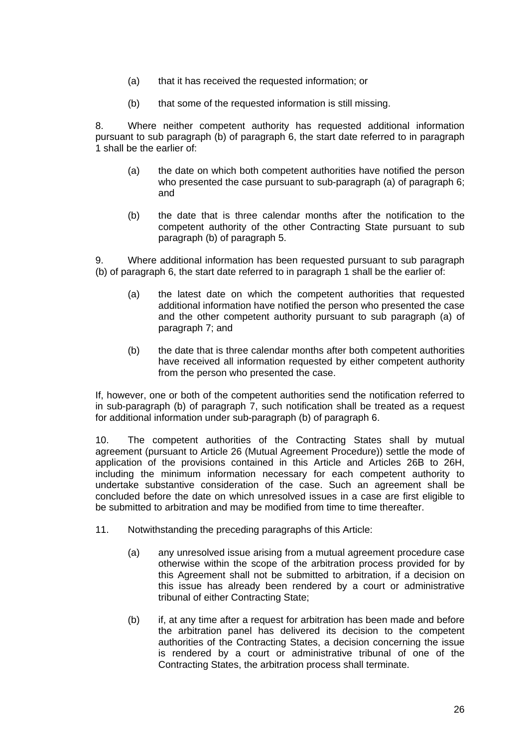(a) that it has received the requested information; or

(b) that some of the requested information is still missing.

8. Where neither competent authority has requested additional information pursuant to sub paragraph (b) of paragraph 6, the start date referred to in paragraph 1 shall be the earlier of:

(a) the date on which both competent authorities have notified the person who presented the case pursuant to sub-paragraph (a) of paragraph 6; and

(b) the date that is three calendar months after the notification to the competent authority of the other Contracting State pursuant to sub paragraph (b) of paragraph 5.

9. Where additional information has been requested pursuant to sub paragraph (b) of paragraph 6, the start date referred to in paragraph 1 shall be the earlier of:

(a) the latest date on which the competent authorities that requested additional information have notified the person who presented the case and the other competent authority pursuant to sub paragraph (a) of paragraph 7; and

(b) the date that is three calendar months after both competent authorities have received all information requested by either competent authority from the person who presented the case.

If, however, one or both of the competent authorities send the notification referred to in sub-paragraph (b) of paragraph 7, such notification shall be treated as a request for additional information under sub-paragraph (b) of paragraph 6.

10. The competent authorities of the Contracting States shall by mutual agreement (pursuant to Article 26 (Mutual Agreement Procedure)) settle the mode of application of the provisions contained in this Article and Articles 26B to 26H, including the minimum information necessary for each competent authority to undertake substantive consideration of the case. Such an agreement shall be concluded before the date on which unresolved issues in a case are first eligible to be submitted to arbitration and may be modified from time to time thereafter.

11. Notwithstanding the preceding paragraphs of this Article:

(a) any unresolved issue arising from a mutual agreement procedure case otherwise within the scope of the arbitration process provided for by this Agreement shall not be submitted to arbitration, if a decision on this issue has already been rendered by a court or administrative tribunal of either Contracting State;

(b) if, at any time after a request for arbitration has been made and before the arbitration panel has delivered its decision to the competent authorities of the Contracting States, a decision concerning the issue is rendered by a court or administrative tribunal of one of the Contracting States, the arbitration process shall terminate.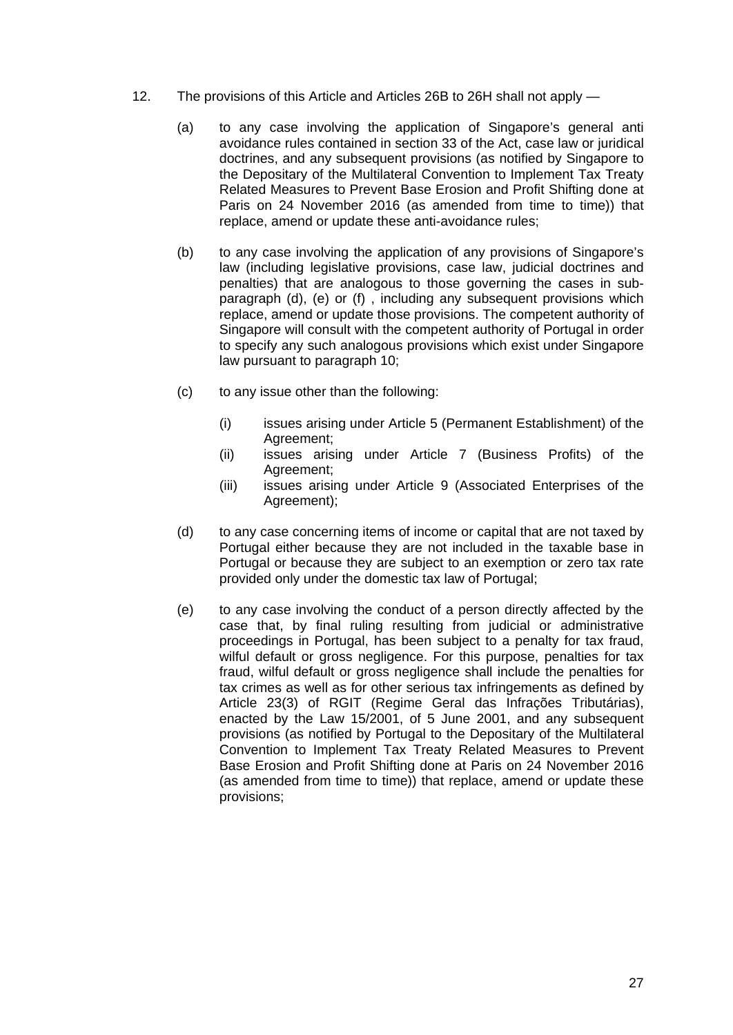12. The provisions of this Article and Articles 26B to 26H shall not apply —

    (a) to any case involving the application of Singapore's general anti avoidance rules contained in section 33 of the Act, case law or juridical doctrines, and any subsequent provisions (as notified by Singapore to the Depositary of the Multilateral Convention to Implement Tax Treaty Related Measures to Prevent Base Erosion and Profit Shifting done at Paris on 24 November 2016 (as amended from time to time)) that replace, amend or update these anti-avoidance rules;

    (b) to any case involving the application of any provisions of Singapore's law (including legislative provisions, case law, judicial doctrines and penalties) that are analogous to those governing the cases in sub-paragraph (d), (e) or (f) , including any subsequent provisions which replace, amend or update those provisions. The competent authority of Singapore will consult with the competent authority of Portugal in order to specify any such analogous provisions which exist under Singapore law pursuant to paragraph 10;

    (c) to any issue other than the following:

        (i) issues arising under Article 5 (Permanent Establishment) of the Agreement;
        (ii) issues arising under Article 7 (Business Profits) of the Agreement;
        (iii) issues arising under Article 9 (Associated Enterprises of the Agreement);

    (d) to any case concerning items of income or capital that are not taxed by Portugal either because they are not included in the taxable base in Portugal or because they are subject to an exemption or zero tax rate provided only under the domestic tax law of Portugal;

    (e) to any case involving the conduct of a person directly affected by the case that, by final ruling resulting from judicial or administrative proceedings in Portugal, has been subject to a penalty for tax fraud, wilful default or gross negligence. For this purpose, penalties for tax fraud, wilful default or gross negligence shall include the penalties for tax crimes as well as for other serious tax infringements as defined by Article 23(3) of RGIT (Regime Geral das Infrações Tributárias), enacted by the Law 15/2001, of 5 June 2001, and any subsequent provisions (as notified by Portugal to the Depositary of the Multilateral Convention to Implement Tax Treaty Related Measures to Prevent Base Erosion and Profit Shifting done at Paris on 24 November 2016 (as amended from time to time)) that replace, amend or update these provisions;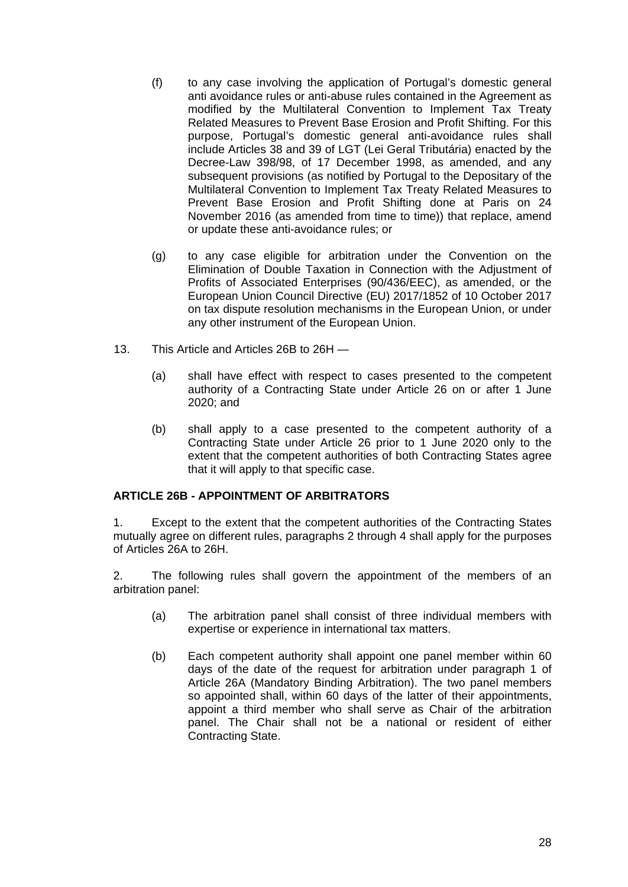(f) to any case involving the application of Portugal's domestic general anti avoidance rules or anti-abuse rules contained in the Agreement as modified by the Multilateral Convention to Implement Tax Treaty Related Measures to Prevent Base Erosion and Profit Shifting. For this purpose, Portugal's domestic general anti-avoidance rules shall include Articles 38 and 39 of LGT (Lei Geral Tributária) enacted by the Decree-Law 398/98, of 17 December 1998, as amended, and any subsequent provisions (as notified by Portugal to the Depositary of the Multilateral Convention to Implement Tax Treaty Related Measures to Prevent Base Erosion and Profit Shifting done at Paris on 24 November 2016 (as amended from time to time)) that replace, amend or update these anti-avoidance rules; or

(g) to any case eligible for arbitration under the Convention on the Elimination of Double Taxation in Connection with the Adjustment of Profits of Associated Enterprises (90/436/EEC), as amended, or the European Union Council Directive (EU) 2017/1852 of 10 October 2017 on tax dispute resolution mechanisms in the European Union, or under any other instrument of the European Union.

13. This Article and Articles 26B to 26H —

(a) shall have effect with respect to cases presented to the competent authority of a Contracting State under Article 26 on or after 1 June 2020; and

(b) shall apply to a case presented to the competent authority of a Contracting State under Article 26 prior to 1 June 2020 only to the extent that the competent authorities of both Contracting States agree that it will apply to that specific case.

**ARTICLE 26B - APPOINTMENT OF ARBITRATORS**

1. Except to the extent that the competent authorities of the Contracting States mutually agree on different rules, paragraphs 2 through 4 shall apply for the purposes of Articles 26A to 26H.

2. The following rules shall govern the appointment of the members of an arbitration panel:

(a) The arbitration panel shall consist of three individual members with expertise or experience in international tax matters.

(b) Each competent authority shall appoint one panel member within 60 days of the date of the request for arbitration under paragraph 1 of Article 26A (Mandatory Binding Arbitration). The two panel members so appointed shall, within 60 days of the latter of their appointments, appoint a third member who shall serve as Chair of the arbitration panel. The Chair shall not be a national or resident of either Contracting State.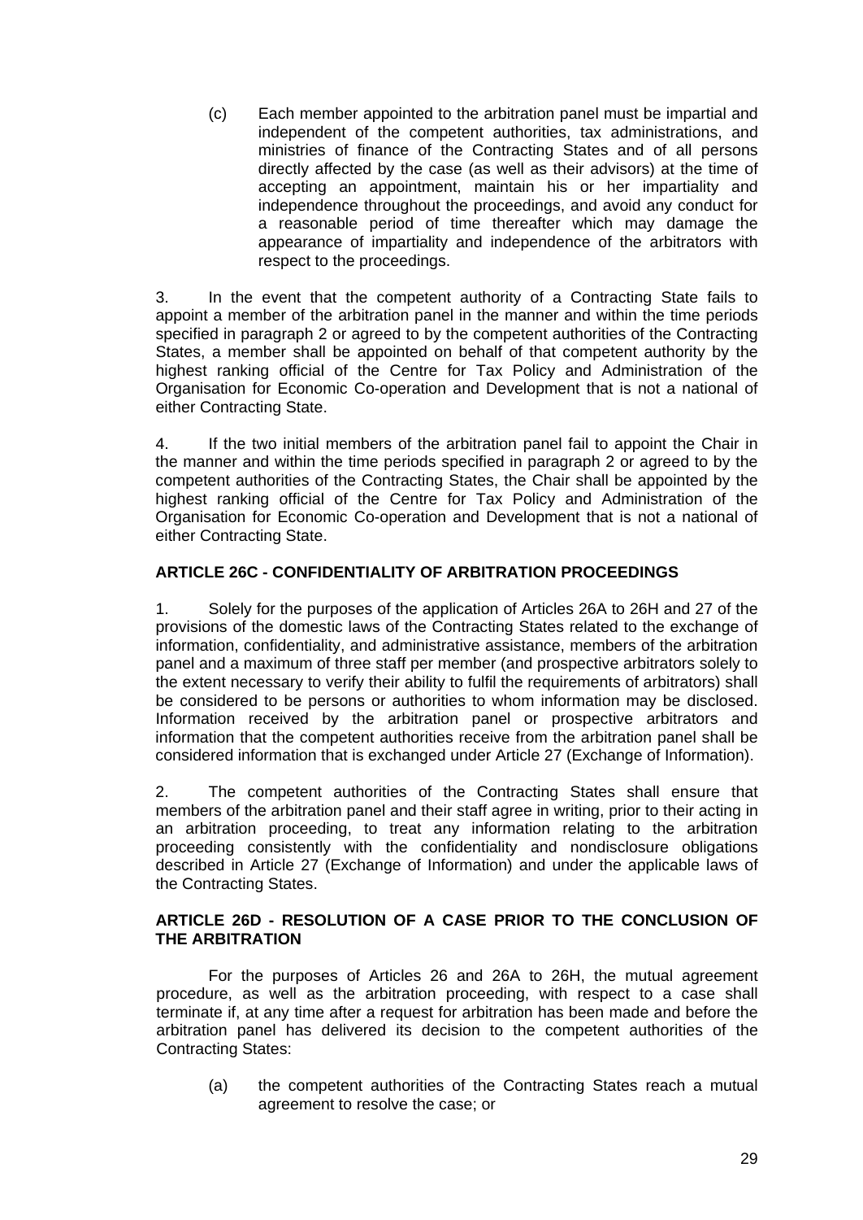(c) Each member appointed to the arbitration panel must be impartial and independent of the competent authorities, tax administrations, and ministries of finance of the Contracting States and of all persons directly affected by the case (as well as their advisors) at the time of accepting an appointment, maintain his or her impartiality and independence throughout the proceedings, and avoid any conduct for a reasonable period of time thereafter which may damage the appearance of impartiality and independence of the arbitrators with respect to the proceedings.

3. In the event that the competent authority of a Contracting State fails to appoint a member of the arbitration panel in the manner and within the time periods specified in paragraph 2 or agreed to by the competent authorities of the Contracting States, a member shall be appointed on behalf of that competent authority by the highest ranking official of the Centre for Tax Policy and Administration of the Organisation for Economic Co-operation and Development that is not a national of either Contracting State.

4. If the two initial members of the arbitration panel fail to appoint the Chair in the manner and within the time periods specified in paragraph 2 or agreed to by the competent authorities of the Contracting States, the Chair shall be appointed by the highest ranking official of the Centre for Tax Policy and Administration of the Organisation for Economic Co-operation and Development that is not a national of either Contracting State.

**ARTICLE 26C - CONFIDENTIALITY OF ARBITRATION PROCEEDINGS**

1. Solely for the purposes of the application of Articles 26A to 26H and 27 of the provisions of the domestic laws of the Contracting States related to the exchange of information, confidentiality, and administrative assistance, members of the arbitration panel and a maximum of three staff per member (and prospective arbitrators solely to the extent necessary to verify their ability to fulfil the requirements of arbitrators) shall be considered to be persons or authorities to whom information may be disclosed. Information received by the arbitration panel or prospective arbitrators and information that the competent authorities receive from the arbitration panel shall be considered information that is exchanged under Article 27 (Exchange of Information).

2. The competent authorities of the Contracting States shall ensure that members of the arbitration panel and their staff agree in writing, prior to their acting in an arbitration proceeding, to treat any information relating to the arbitration proceeding consistently with the confidentiality and nondisclosure obligations described in Article 27 (Exchange of Information) and under the applicable laws of the Contracting States.

**ARTICLE 26D - RESOLUTION OF A CASE PRIOR TO THE CONCLUSION OF THE ARBITRATION**

For the purposes of Articles 26 and 26A to 26H, the mutual agreement procedure, as well as the arbitration proceeding, with respect to a case shall terminate if, at any time after a request for arbitration has been made and before the arbitration panel has delivered its decision to the competent authorities of the Contracting States:

(a) the competent authorities of the Contracting States reach a mutual agreement to resolve the case; or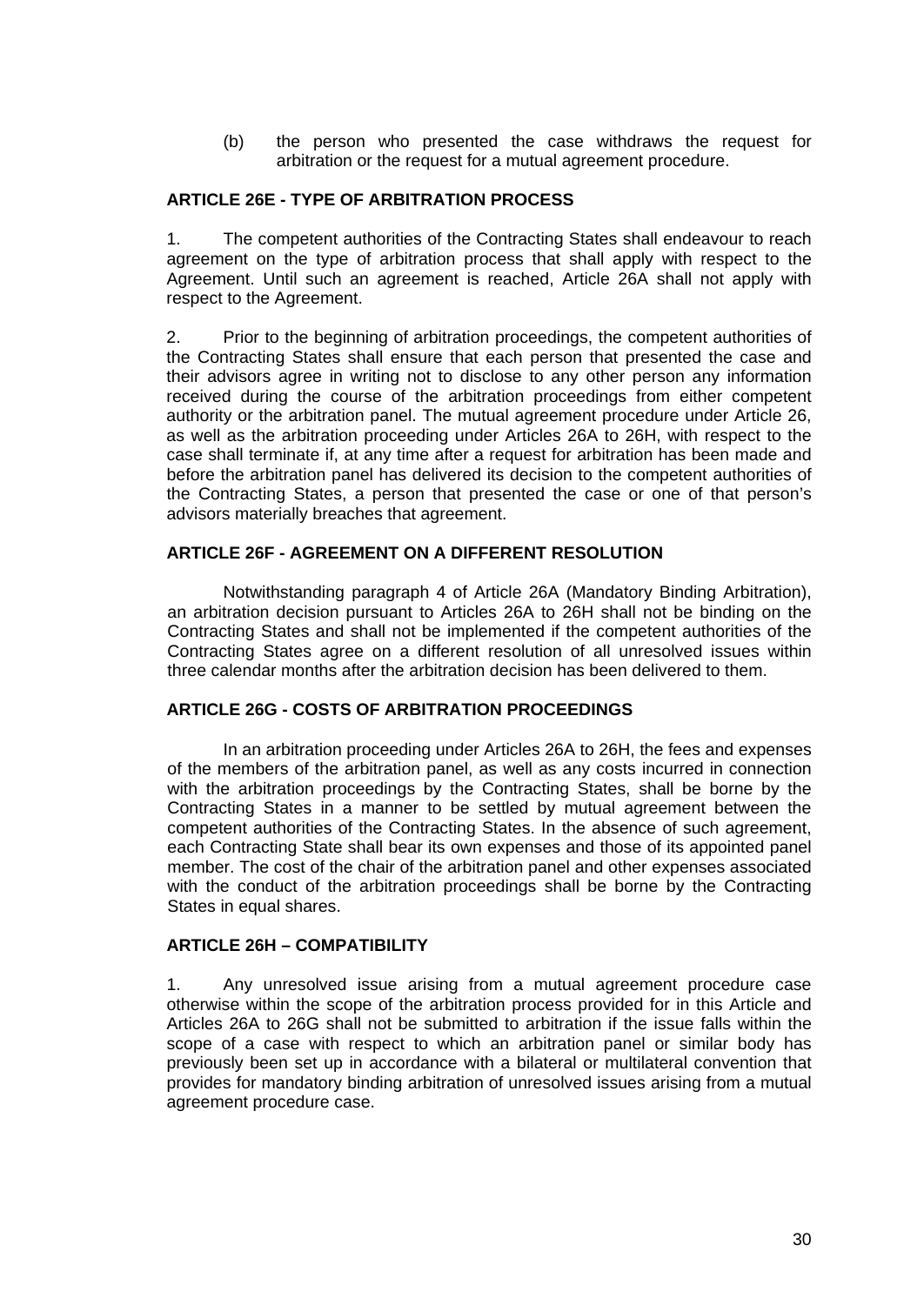(b) the person who presented the case withdraws the request for arbitration or the request for a mutual agreement procedure.

**ARTICLE 26E - TYPE OF ARBITRATION PROCESS**

1. The competent authorities of the Contracting States shall endeavour to reach agreement on the type of arbitration process that shall apply with respect to the Agreement. Until such an agreement is reached, Article 26A shall not apply with respect to the Agreement.

2. Prior to the beginning of arbitration proceedings, the competent authorities of the Contracting States shall ensure that each person that presented the case and their advisors agree in writing not to disclose to any other person any information received during the course of the arbitration proceedings from either competent authority or the arbitration panel. The mutual agreement procedure under Article 26, as well as the arbitration proceeding under Articles 26A to 26H, with respect to the case shall terminate if, at any time after a request for arbitration has been made and before the arbitration panel has delivered its decision to the competent authorities of the Contracting States, a person that presented the case or one of that person's advisors materially breaches that agreement.

**ARTICLE 26F - AGREEMENT ON A DIFFERENT RESOLUTION**

Notwithstanding paragraph 4 of Article 26A (Mandatory Binding Arbitration), an arbitration decision pursuant to Articles 26A to 26H shall not be binding on the Contracting States and shall not be implemented if the competent authorities of the Contracting States agree on a different resolution of all unresolved issues within three calendar months after the arbitration decision has been delivered to them.

**ARTICLE 26G - COSTS OF ARBITRATION PROCEEDINGS**

In an arbitration proceeding under Articles 26A to 26H, the fees and expenses of the members of the arbitration panel, as well as any costs incurred in connection with the arbitration proceedings by the Contracting States, shall be borne by the Contracting States in a manner to be settled by mutual agreement between the competent authorities of the Contracting States. In the absence of such agreement, each Contracting State shall bear its own expenses and those of its appointed panel member. The cost of the chair of the arbitration panel and other expenses associated with the conduct of the arbitration proceedings shall be borne by the Contracting States in equal shares.

**ARTICLE 26H – COMPATIBILITY**

1. Any unresolved issue arising from a mutual agreement procedure case otherwise within the scope of the arbitration process provided for in this Article and Articles 26A to 26G shall not be submitted to arbitration if the issue falls within the scope of a case with respect to which an arbitration panel or similar body has previously been set up in accordance with a bilateral or multilateral convention that provides for mandatory binding arbitration of unresolved issues arising from a mutual agreement procedure case.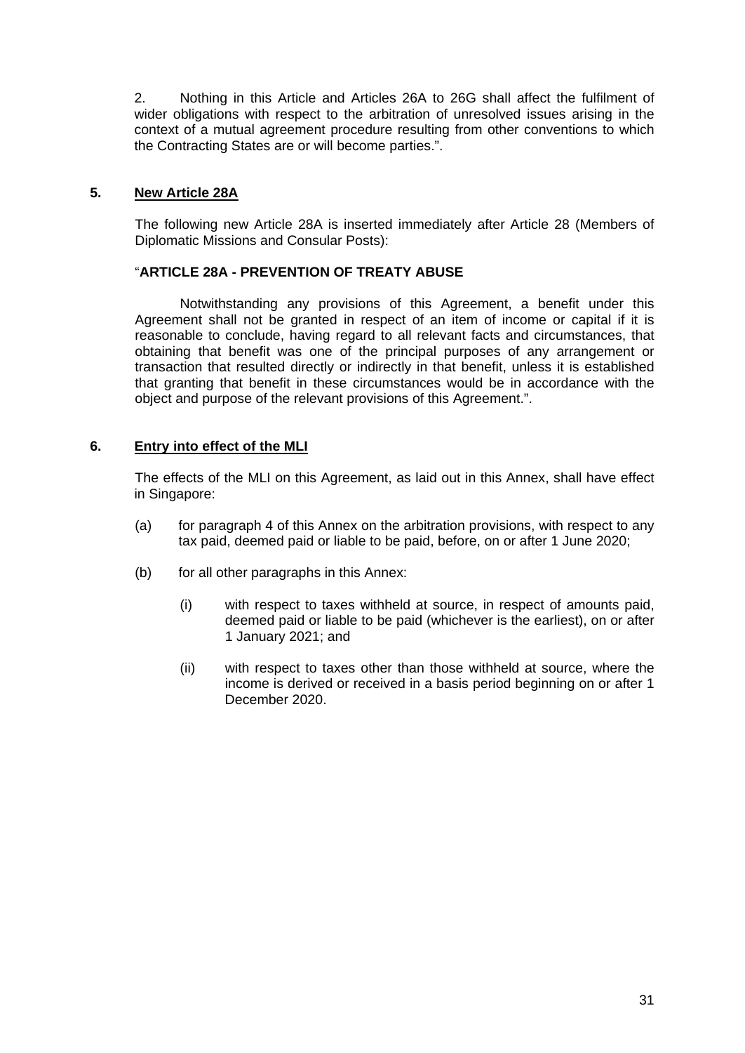2. Nothing in this Article and Articles 26A to 26G shall affect the fulfilment of wider obligations with respect to the arbitration of unresolved issues arising in the context of a mutual agreement procedure resulting from other conventions to which the Contracting States are or will become parties.".

## 5. New Article 28A

The following new Article 28A is inserted immediately after Article 28 (Members of Diplomatic Missions and Consular Posts):

"**ARTICLE 28A - PREVENTION OF TREATY ABUSE**

Notwithstanding any provisions of this Agreement, a benefit under this Agreement shall not be granted in respect of an item of income or capital if it is reasonable to conclude, having regard to all relevant facts and circumstances, that obtaining that benefit was one of the principal purposes of any arrangement or transaction that resulted directly or indirectly in that benefit, unless it is established that granting that benefit in these circumstances would be in accordance with the object and purpose of the relevant provisions of this Agreement.".

## 6. Entry into effect of the MLI

The effects of the MLI on this Agreement, as laid out in this Annex, shall have effect in Singapore:

(a) for paragraph 4 of this Annex on the arbitration provisions, with respect to any tax paid, deemed paid or liable to be paid, before, on or after 1 June 2020;

(b) for all other paragraphs in this Annex:

   (i) with respect to taxes withheld at source, in respect of amounts paid, deemed paid or liable to be paid (whichever is the earliest), on or after 1 January 2021; and

   (ii) with respect to taxes other than those withheld at source, where the income is derived or received in a basis period beginning on or after 1 December 2020.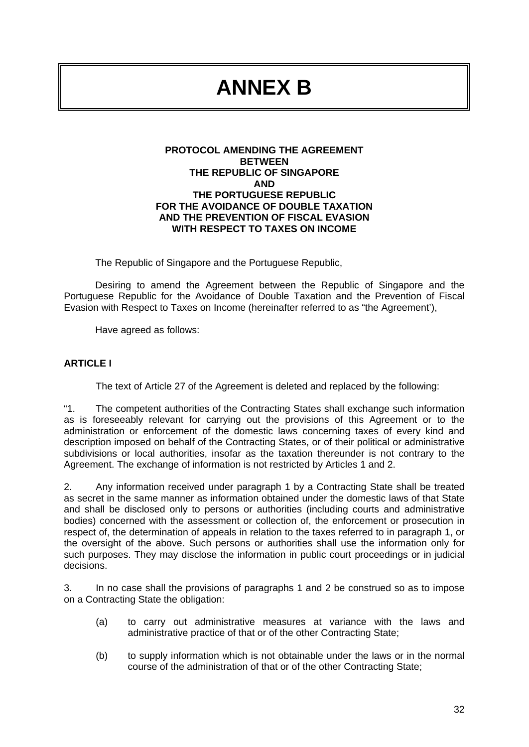# ANNEX B

**PROTOCOL AMENDING THE AGREEMENT BETWEEN THE REPUBLIC OF SINGAPORE AND THE PORTUGUESE REPUBLIC FOR THE AVOIDANCE OF DOUBLE TAXATION AND THE PREVENTION OF FISCAL EVASION WITH RESPECT TO TAXES ON INCOME**

The Republic of Singapore and the Portuguese Republic,

Desiring to amend the Agreement between the Republic of Singapore and the Portuguese Republic for the Avoidance of Double Taxation and the Prevention of Fiscal Evasion with Respect to Taxes on Income (hereinafter referred to as "the Agreement'),

Have agreed as follows:

## ARTICLE I

The text of Article 27 of the Agreement is deleted and replaced by the following:

"1. The competent authorities of the Contracting States shall exchange such information as is foreseeably relevant for carrying out the provisions of this Agreement or to the administration or enforcement of the domestic laws concerning taxes of every kind and description imposed on behalf of the Contracting States, or of their political or administrative subdivisions or local authorities, insofar as the taxation thereunder is not contrary to the Agreement. The exchange of information is not restricted by Articles 1 and 2.

2. Any information received under paragraph 1 by a Contracting State shall be treated as secret in the same manner as information obtained under the domestic laws of that State and shall be disclosed only to persons or authorities (including courts and administrative bodies) concerned with the assessment or collection of, the enforcement or prosecution in respect of, the determination of appeals in relation to the taxes referred to in paragraph 1, or the oversight of the above. Such persons or authorities shall use the information only for such purposes. They may disclose the information in public court proceedings or in judicial decisions.

3. In no case shall the provisions of paragraphs 1 and 2 be construed so as to impose on a Contracting State the obligation:

(a) to carry out administrative measures at variance with the laws and administrative practice of that or of the other Contracting State;

(b) to supply information which is not obtainable under the laws or in the normal course of the administration of that or of the other Contracting State;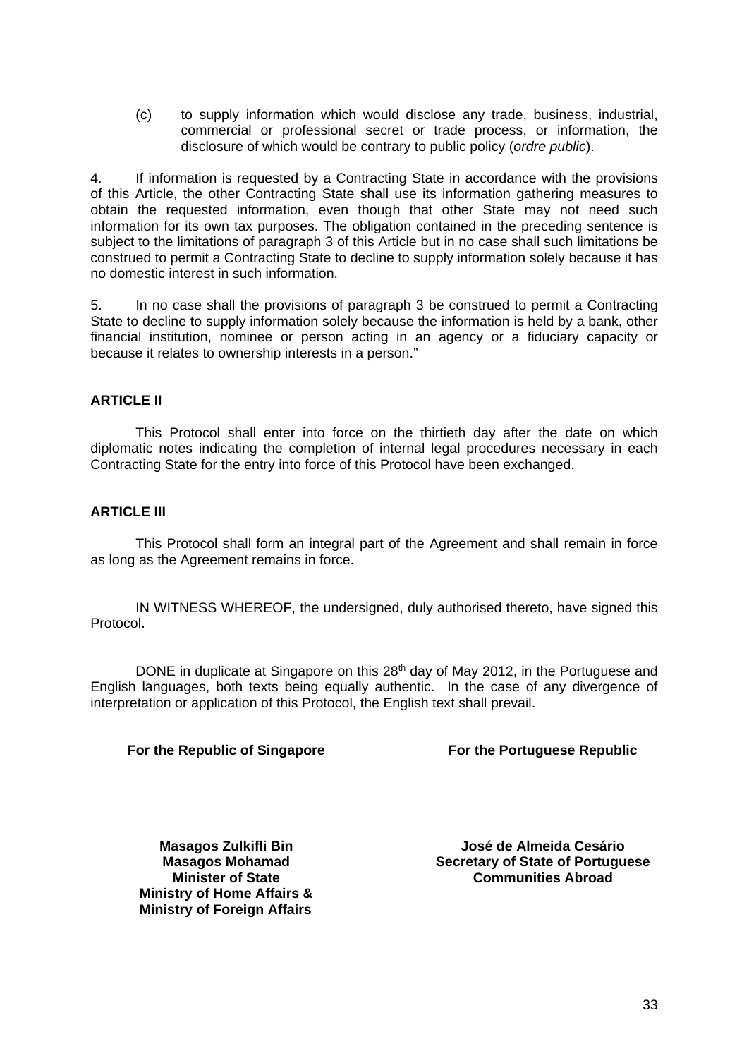(c) to supply information which would disclose any trade, business, industrial, commercial or professional secret or trade process, or information, the disclosure of which would be contrary to public policy (*ordre public*).

4. If information is requested by a Contracting State in accordance with the provisions of this Article, the other Contracting State shall use its information gathering measures to obtain the requested information, even though that other State may not need such information for its own tax purposes. The obligation contained in the preceding sentence is subject to the limitations of paragraph 3 of this Article but in no case shall such limitations be construed to permit a Contracting State to decline to supply information solely because it has no domestic interest in such information.

5. In no case shall the provisions of paragraph 3 be construed to permit a Contracting State to decline to supply information solely because the information is held by a bank, other financial institution, nominee or person acting in an agency or a fiduciary capacity or because it relates to ownership interests in a person."

**ARTICLE II**

This Protocol shall enter into force on the thirtieth day after the date on which diplomatic notes indicating the completion of internal legal procedures necessary in each Contracting State for the entry into force of this Protocol have been exchanged.

**ARTICLE III**

This Protocol shall form an integral part of the Agreement and shall remain in force as long as the Agreement remains in force.

IN WITNESS WHEREOF, the undersigned, duly authorised thereto, have signed this Protocol.

DONE in duplicate at Singapore on this 28th day of May 2012, in the Portuguese and English languages, both texts being equally authentic. In the case of any divergence of interpretation or application of this Protocol, the English text shall prevail.

**For the Republic of Singapore**

**Masagos Zulkifli Bin Masagos Mohamad**
**Minister of State**
**Ministry of Home Affairs &**
**Ministry of Foreign Affairs**

**For the Portuguese Republic**

**José de Almeida Cesário**
**Secretary of State of Portuguese Communities Abroad**